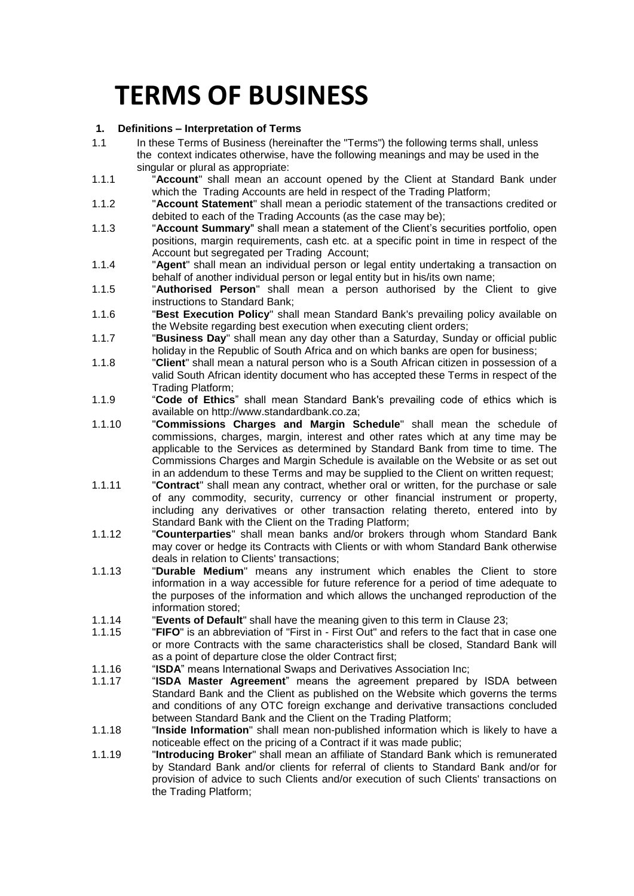# TERMS OF BUSINESS

## 1. Definitions – Interpretation of Terms

1.1 In these Terms of Business (hereinafter the "Terms") the following terms shall, unless the context indicates otherwise, have the following meanings and may be used in the singular or plural as appropriate:

1.1.1 "**Account**" shall mean an account opened by the Client at Standard Bank under which the Trading Accounts are held in respect of the Trading Platform;

1.1.2 "**Account Statement**" shall mean a periodic statement of the transactions credited or debited to each of the Trading Accounts (as the case may be);

1.1.3 "**Account Summary**" shall mean a statement of the Client's securities portfolio, open positions, margin requirements, cash etc. at a specific point in time in respect of the Account but segregated per Trading Account;

1.1.4 "**Agent**" shall mean an individual person or legal entity undertaking a transaction on behalf of another individual person or legal entity but in his/its own name;

1.1.5 "**Authorised Person**" shall mean a person authorised by the Client to give instructions to Standard Bank;

1.1.6 "**Best Execution Policy**" shall mean Standard Bank's prevailing policy available on the Website regarding best execution when executing client orders;

1.1.7 "**Business Day**" shall mean any day other than a Saturday, Sunday or official public holiday in the Republic of South Africa and on which banks are open for business;

1.1.8 "**Client**" shall mean a natural person who is a South African citizen in possession of a valid South African identity document who has accepted these Terms in respect of the Trading Platform;

1.1.9 "**Code of Ethics**" shall mean Standard Bank's prevailing code of ethics which is available on http://www.standardbank.co.za;

1.1.10 "**Commissions Charges and Margin Schedule**" shall mean the schedule of commissions, charges, margin, interest and other rates which at any time may be applicable to the Services as determined by Standard Bank from time to time. The Commissions Charges and Margin Schedule is available on the Website or as set out in an addendum to these Terms and may be supplied to the Client on written request;

1.1.11 "**Contract**" shall mean any contract, whether oral or written, for the purchase or sale of any commodity, security, currency or other financial instrument or property, including any derivatives or other transaction relating thereto, entered into by Standard Bank with the Client on the Trading Platform;

1.1.12 "**Counterparties**" shall mean banks and/or brokers through whom Standard Bank may cover or hedge its Contracts with Clients or with whom Standard Bank otherwise deals in relation to Clients' transactions;

1.1.13 "**Durable Medium**" means any instrument which enables the Client to store information in a way accessible for future reference for a period of time adequate to the purposes of the information and which allows the unchanged reproduction of the information stored;

1.1.14 "**Events of Default**" shall have the meaning given to this term in Clause 23;

1.1.15 "**FIFO**" is an abbreviation of "First in - First Out" and refers to the fact that in case one or more Contracts with the same characteristics shall be closed, Standard Bank will as a point of departure close the older Contract first;

1.1.16 "**ISDA**" means International Swaps and Derivatives Association Inc;

1.1.17 "**ISDA Master Agreement**" means the agreement prepared by ISDA between Standard Bank and the Client as published on the Website which governs the terms and conditions of any OTC foreign exchange and derivative transactions concluded between Standard Bank and the Client on the Trading Platform;

1.1.18 "**Inside Information**" shall mean non-published information which is likely to have a noticeable effect on the pricing of a Contract if it was made public;

1.1.19 "**Introducing Broker**" shall mean an affiliate of Standard Bank which is remunerated by Standard Bank and/or clients for referral of clients to Standard Bank and/or for provision of advice to such Clients and/or execution of such Clients' transactions on the Trading Platform;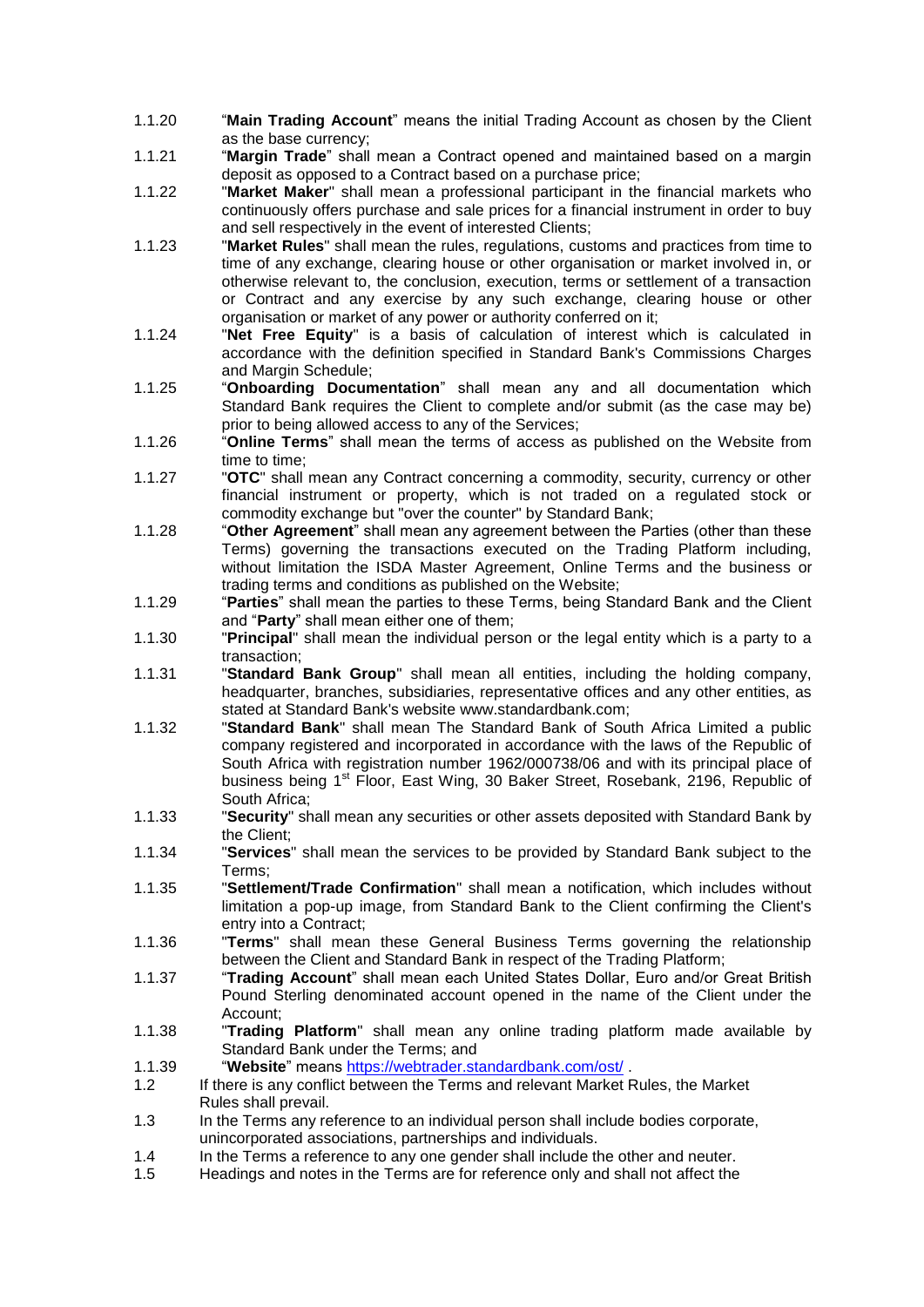1.1.20 "**Main Trading Account**" means the initial Trading Account as chosen by the Client as the base currency;

1.1.21 "**Margin Trade**" shall mean a Contract opened and maintained based on a margin deposit as opposed to a Contract based on a purchase price;

1.1.22 "**Market Maker**" shall mean a professional participant in the financial markets who continuously offers purchase and sale prices for a financial instrument in order to buy and sell respectively in the event of interested Clients;

1.1.23 "**Market Rules**" shall mean the rules, regulations, customs and practices from time to time of any exchange, clearing house or other organisation or market involved in, or otherwise relevant to, the conclusion, execution, terms or settlement of a transaction or Contract and any exercise by any such exchange, clearing house or other organisation or market of any power or authority conferred on it;

1.1.24 "**Net Free Equity**" is a basis of calculation of interest which is calculated in accordance with the definition specified in Standard Bank's Commissions Charges and Margin Schedule;

1.1.25 "**Onboarding Documentation**" shall mean any and all documentation which Standard Bank requires the Client to complete and/or submit (as the case may be) prior to being allowed access to any of the Services;

1.1.26 "**Online Terms**" shall mean the terms of access as published on the Website from time to time;

1.1.27 "**OTC**" shall mean any Contract concerning a commodity, security, currency or other financial instrument or property, which is not traded on a regulated stock or commodity exchange but "over the counter" by Standard Bank;

1.1.28 "**Other Agreement**" shall mean any agreement between the Parties (other than these Terms) governing the transactions executed on the Trading Platform including, without limitation the ISDA Master Agreement, Online Terms and the business or trading terms and conditions as published on the Website;

1.1.29 "**Parties**" shall mean the parties to these Terms, being Standard Bank and the Client and "**Party**" shall mean either one of them;

1.1.30 "**Principal**" shall mean the individual person or the legal entity which is a party to a transaction;

1.1.31 "**Standard Bank Group**" shall mean all entities, including the holding company, headquarter, branches, subsidiaries, representative offices and any other entities, as stated at Standard Bank's website www.standardbank.com;

1.1.32 "**Standard Bank**" shall mean The Standard Bank of South Africa Limited a public company registered and incorporated in accordance with the laws of the Republic of South Africa with registration number 1962/000738/06 and with its principal place of business being 1st Floor, East Wing, 30 Baker Street, Rosebank, 2196, Republic of South Africa;

1.1.33 "**Security**" shall mean any securities or other assets deposited with Standard Bank by the Client;

1.1.34 "**Services**" shall mean the services to be provided by Standard Bank subject to the Terms;

1.1.35 "**Settlement/Trade Confirmation**" shall mean a notification, which includes without limitation a pop-up image, from Standard Bank to the Client confirming the Client's entry into a Contract;

1.1.36 "**Terms**" shall mean these General Business Terms governing the relationship between the Client and Standard Bank in respect of the Trading Platform;

1.1.37 "**Trading Account**" shall mean each United States Dollar, Euro and/or Great British Pound Sterling denominated account opened in the name of the Client under the Account;

1.1.38 "**Trading Platform**" shall mean any online trading platform made available by Standard Bank under the Terms; and

1.1.39 "**Website**" means https://webtrader.standardbank.com/ost/ .

1.2 If there is any conflict between the Terms and relevant Market Rules, the Market Rules shall prevail.

1.3 In the Terms any reference to an individual person shall include bodies corporate, unincorporated associations, partnerships and individuals.

1.4 In the Terms a reference to any one gender shall include the other and neuter.

1.5 Headings and notes in the Terms are for reference only and shall not affect the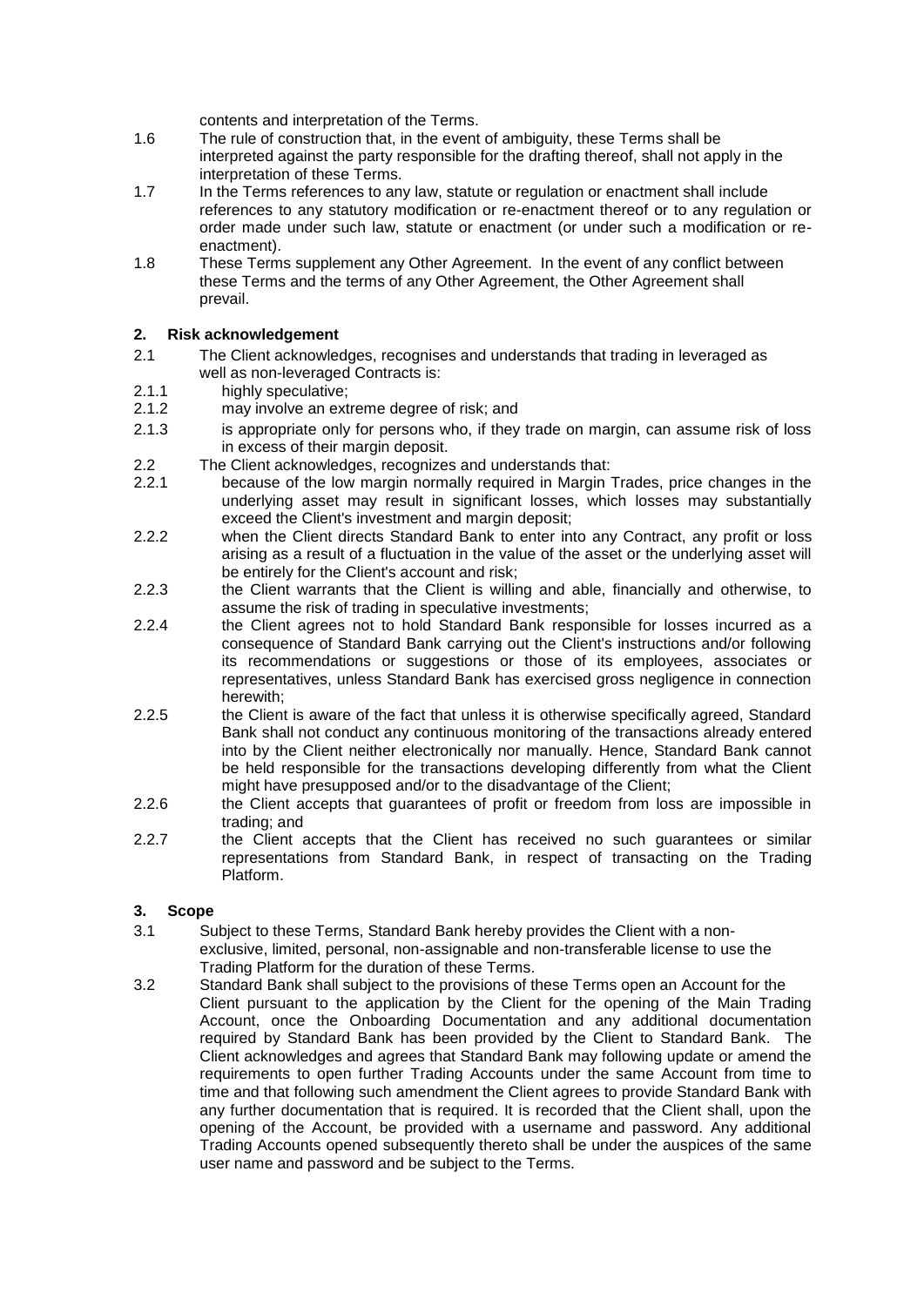contents and interpretation of the Terms.

1.6 The rule of construction that, in the event of ambiguity, these Terms shall be interpreted against the party responsible for the drafting thereof, shall not apply in the interpretation of these Terms.

1.7 In the Terms references to any law, statute or regulation or enactment shall include references to any statutory modification or re-enactment thereof or to any regulation or order made under such law, statute or enactment (or under such a modification or re-enactment).

1.8 These Terms supplement any Other Agreement. In the event of any conflict between these Terms and the terms of any Other Agreement, the Other Agreement shall prevail.

## 2. Risk acknowledgement

2.1 The Client acknowledges, recognises and understands that trading in leveraged as well as non-leveraged Contracts is:

2.1.1 highly speculative;

2.1.2 may involve an extreme degree of risk; and

2.1.3 is appropriate only for persons who, if they trade on margin, can assume risk of loss in excess of their margin deposit.

2.2 The Client acknowledges, recognizes and understands that:

2.2.1 because of the low margin normally required in Margin Trades, price changes in the underlying asset may result in significant losses, which losses may substantially exceed the Client's investment and margin deposit;

2.2.2 when the Client directs Standard Bank to enter into any Contract, any profit or loss arising as a result of a fluctuation in the value of the asset or the underlying asset will be entirely for the Client's account and risk;

2.2.3 the Client warrants that the Client is willing and able, financially and otherwise, to assume the risk of trading in speculative investments;

2.2.4 the Client agrees not to hold Standard Bank responsible for losses incurred as a consequence of Standard Bank carrying out the Client's instructions and/or following its recommendations or suggestions or those of its employees, associates or representatives, unless Standard Bank has exercised gross negligence in connection herewith;

2.2.5 the Client is aware of the fact that unless it is otherwise specifically agreed, Standard Bank shall not conduct any continuous monitoring of the transactions already entered into by the Client neither electronically nor manually. Hence, Standard Bank cannot be held responsible for the transactions developing differently from what the Client might have presupposed and/or to the disadvantage of the Client;

2.2.6 the Client accepts that guarantees of profit or freedom from loss are impossible in trading; and

2.2.7 the Client accepts that the Client has received no such guarantees or similar representations from Standard Bank, in respect of transacting on the Trading Platform.

## 3. Scope

3.1 Subject to these Terms, Standard Bank hereby provides the Client with a non-exclusive, limited, personal, non-assignable and non-transferable license to use the Trading Platform for the duration of these Terms.

3.2 Standard Bank shall subject to the provisions of these Terms open an Account for the Client pursuant to the application by the Client for the opening of the Main Trading Account, once the Onboarding Documentation and any additional documentation required by Standard Bank has been provided by the Client to Standard Bank. The Client acknowledges and agrees that Standard Bank may following update or amend the requirements to open further Trading Accounts under the same Account from time to time and that following such amendment the Client agrees to provide Standard Bank with any further documentation that is required. It is recorded that the Client shall, upon the opening of the Account, be provided with a username and password. Any additional Trading Accounts opened subsequently thereto shall be under the auspices of the same user name and password and be subject to the Terms.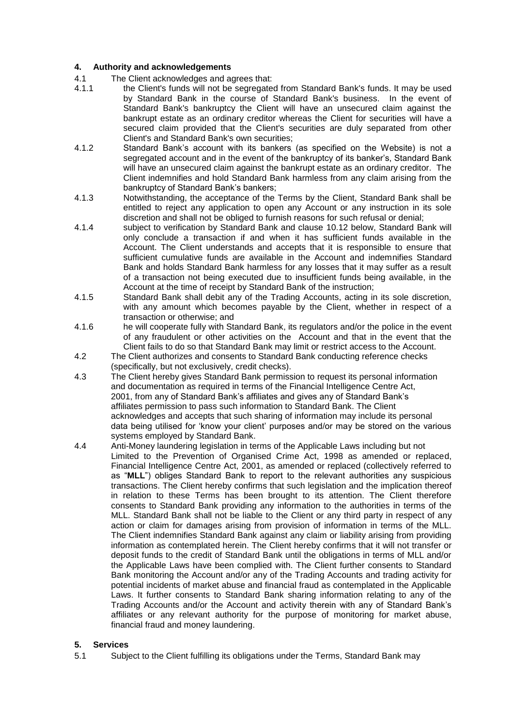## 4. Authority and acknowledgements

4.1 The Client acknowledges and agrees that:

4.1.1 the Client's funds will not be segregated from Standard Bank's funds. It may be used by Standard Bank in the course of Standard Bank's business. In the event of Standard Bank's bankruptcy the Client will have an unsecured claim against the bankrupt estate as an ordinary creditor whereas the Client for securities will have a secured claim provided that the Client's securities are duly separated from other Client's and Standard Bank's own securities;

4.1.2 Standard Bank's account with its bankers (as specified on the Website) is not a segregated account and in the event of the bankruptcy of its banker's, Standard Bank will have an unsecured claim against the bankrupt estate as an ordinary creditor. The Client indemnifies and hold Standard Bank harmless from any claim arising from the bankruptcy of Standard Bank's bankers;

4.1.3 Notwithstanding, the acceptance of the Terms by the Client, Standard Bank shall be entitled to reject any application to open any Account or any instruction in its sole discretion and shall not be obliged to furnish reasons for such refusal or denial;

4.1.4 subject to verification by Standard Bank and clause 10.12 below, Standard Bank will only conclude a transaction if and when it has sufficient funds available in the Account. The Client understands and accepts that it is responsible to ensure that sufficient cumulative funds are available in the Account and indemnifies Standard Bank and holds Standard Bank harmless for any losses that it may suffer as a result of a transaction not being executed due to insufficient funds being available, in the Account at the time of receipt by Standard Bank of the instruction;

4.1.5 Standard Bank shall debit any of the Trading Accounts, acting in its sole discretion, with any amount which becomes payable by the Client, whether in respect of a transaction or otherwise; and

4.1.6 he will cooperate fully with Standard Bank, its regulators and/or the police in the event of any fraudulent or other activities on the Account and that in the event that the Client fails to do so that Standard Bank may limit or restrict access to the Account.

4.2 The Client authorizes and consents to Standard Bank conducting reference checks (specifically, but not exclusively, credit checks).

4.3 The Client hereby gives Standard Bank permission to request its personal information and documentation as required in terms of the Financial Intelligence Centre Act, 2001, from any of Standard Bank's affiliates and gives any of Standard Bank's affiliates permission to pass such information to Standard Bank. The Client acknowledges and accepts that such sharing of information may include its personal data being utilised for 'know your client' purposes and/or may be stored on the various systems employed by Standard Bank.

4.4 Anti-Money laundering legislation in terms of the Applicable Laws including but not Limited to the Prevention of Organised Crime Act, 1998 as amended or replaced, Financial Intelligence Centre Act, 2001, as amended or replaced (collectively referred to as "**MLL**") obliges Standard Bank to report to the relevant authorities any suspicious transactions. The Client hereby confirms that such legislation and the implication thereof in relation to these Terms has been brought to its attention. The Client therefore consents to Standard Bank providing any information to the authorities in terms of the MLL. Standard Bank shall not be liable to the Client or any third party in respect of any action or claim for damages arising from provision of information in terms of the MLL. The Client indemnifies Standard Bank against any claim or liability arising from providing information as contemplated herein. The Client hereby confirms that it will not transfer or deposit funds to the credit of Standard Bank until the obligations in terms of MLL and/or the Applicable Laws have been complied with. The Client further consents to Standard Bank monitoring the Account and/or any of the Trading Accounts and trading activity for potential incidents of market abuse and financial fraud as contemplated in the Applicable Laws. It further consents to Standard Bank sharing information relating to any of the Trading Accounts and/or the Account and activity therein with any of Standard Bank's affiliates or any relevant authority for the purpose of monitoring for market abuse, financial fraud and money laundering.

## 5. Services

5.1 Subject to the Client fulfilling its obligations under the Terms, Standard Bank may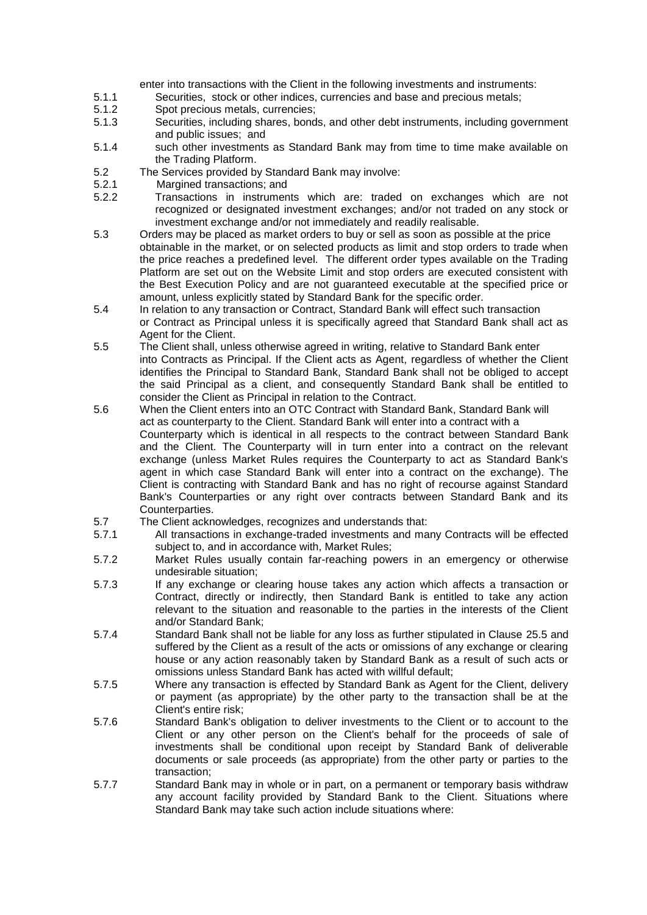enter into transactions with the Client in the following investments and instruments:

5.1.1 Securities, stock or other indices, currencies and base and precious metals;

5.1.2 Spot precious metals, currencies;

5.1.3 Securities, including shares, bonds, and other debt instruments, including government and public issues; and

5.1.4 such other investments as Standard Bank may from time to time make available on the Trading Platform.

5.2 The Services provided by Standard Bank may involve:

5.2.1 Margined transactions; and

5.2.2 Transactions in instruments which are: traded on exchanges which are not recognized or designated investment exchanges; and/or not traded on any stock or investment exchange and/or not immediately and readily realisable.

5.3 Orders may be placed as market orders to buy or sell as soon as possible at the price obtainable in the market, or on selected products as limit and stop orders to trade when the price reaches a predefined level. The different order types available on the Trading Platform are set out on the Website Limit and stop orders are executed consistent with the Best Execution Policy and are not guaranteed executable at the specified price or amount, unless explicitly stated by Standard Bank for the specific order.

5.4 In relation to any transaction or Contract, Standard Bank will effect such transaction or Contract as Principal unless it is specifically agreed that Standard Bank shall act as Agent for the Client.

5.5 The Client shall, unless otherwise agreed in writing, relative to Standard Bank enter into Contracts as Principal. If the Client acts as Agent, regardless of whether the Client identifies the Principal to Standard Bank, Standard Bank shall not be obliged to accept the said Principal as a client, and consequently Standard Bank shall be entitled to consider the Client as Principal in relation to the Contract.

5.6 When the Client enters into an OTC Contract with Standard Bank, Standard Bank will act as counterparty to the Client. Standard Bank will enter into a contract with a Counterparty which is identical in all respects to the contract between Standard Bank and the Client. The Counterparty will in turn enter into a contract on the relevant exchange (unless Market Rules requires the Counterparty to act as Standard Bank's agent in which case Standard Bank will enter into a contract on the exchange). The Client is contracting with Standard Bank and has no right of recourse against Standard Bank's Counterparties or any right over contracts between Standard Bank and its Counterparties.

5.7 The Client acknowledges, recognizes and understands that:

5.7.1 All transactions in exchange-traded investments and many Contracts will be effected subject to, and in accordance with, Market Rules;

5.7.2 Market Rules usually contain far-reaching powers in an emergency or otherwise undesirable situation;

5.7.3 If any exchange or clearing house takes any action which affects a transaction or Contract, directly or indirectly, then Standard Bank is entitled to take any action relevant to the situation and reasonable to the parties in the interests of the Client and/or Standard Bank;

5.7.4 Standard Bank shall not be liable for any loss as further stipulated in Clause 25.5 and suffered by the Client as a result of the acts or omissions of any exchange or clearing house or any action reasonably taken by Standard Bank as a result of such acts or omissions unless Standard Bank has acted with willful default;

5.7.5 Where any transaction is effected by Standard Bank as Agent for the Client, delivery or payment (as appropriate) by the other party to the transaction shall be at the Client's entire risk;

5.7.6 Standard Bank's obligation to deliver investments to the Client or to account to the Client or any other person on the Client's behalf for the proceeds of sale of investments shall be conditional upon receipt by Standard Bank of deliverable documents or sale proceeds (as appropriate) from the other party or parties to the transaction;

5.7.7 Standard Bank may in whole or in part, on a permanent or temporary basis withdraw any account facility provided by Standard Bank to the Client. Situations where Standard Bank may take such action include situations where: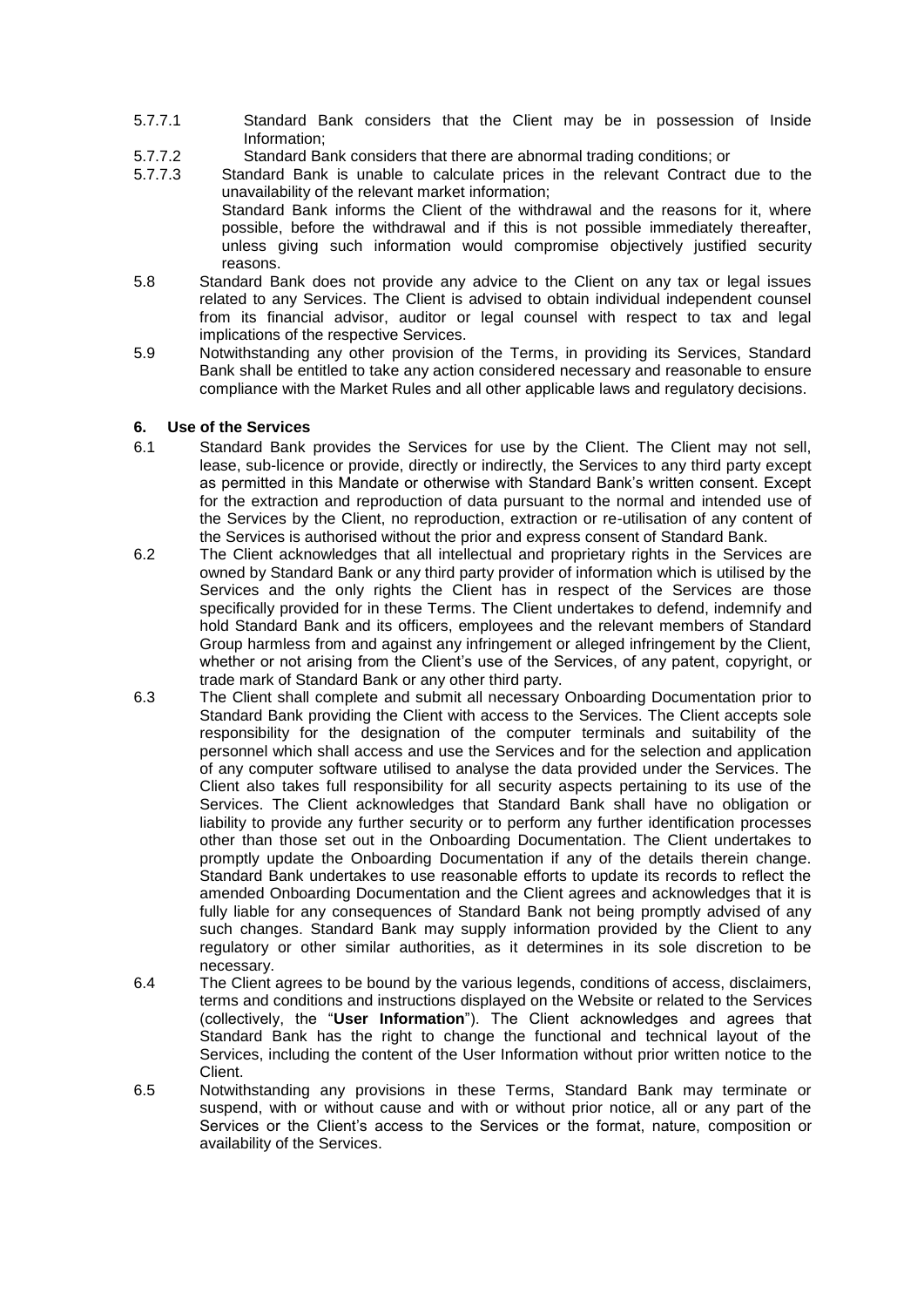5.7.7.1 Standard Bank considers that the Client may be in possession of Inside Information;

5.7.7.2 Standard Bank considers that there are abnormal trading conditions; or

5.7.7.3 Standard Bank is unable to calculate prices in the relevant Contract due to the unavailability of the relevant market information;

Standard Bank informs the Client of the withdrawal and the reasons for it, where possible, before the withdrawal and if this is not possible immediately thereafter, unless giving such information would compromise objectively justified security reasons.

5.8 Standard Bank does not provide any advice to the Client on any tax or legal issues related to any Services. The Client is advised to obtain individual independent counsel from its financial advisor, auditor or legal counsel with respect to tax and legal implications of the respective Services.

5.9 Notwithstanding any other provision of the Terms, in providing its Services, Standard Bank shall be entitled to take any action considered necessary and reasonable to ensure compliance with the Market Rules and all other applicable laws and regulatory decisions.

**6. Use of the Services**

6.1 Standard Bank provides the Services for use by the Client. The Client may not sell, lease, sub-licence or provide, directly or indirectly, the Services to any third party except as permitted in this Mandate or otherwise with Standard Bank's written consent. Except for the extraction and reproduction of data pursuant to the normal and intended use of the Services by the Client, no reproduction, extraction or re-utilisation of any content of the Services is authorised without the prior and express consent of Standard Bank.

6.2 The Client acknowledges that all intellectual and proprietary rights in the Services are owned by Standard Bank or any third party provider of information which is utilised by the Services and the only rights the Client has in respect of the Services are those specifically provided for in these Terms. The Client undertakes to defend, indemnify and hold Standard Bank and its officers, employees and the relevant members of Standard Group harmless from and against any infringement or alleged infringement by the Client, whether or not arising from the Client's use of the Services, of any patent, copyright, or trade mark of Standard Bank or any other third party.

6.3 The Client shall complete and submit all necessary Onboarding Documentation prior to Standard Bank providing the Client with access to the Services. The Client accepts sole responsibility for the designation of the computer terminals and suitability of the personnel which shall access and use the Services and for the selection and application of any computer software utilised to analyse the data provided under the Services. The Client also takes full responsibility for all security aspects pertaining to its use of the Services. The Client acknowledges that Standard Bank shall have no obligation or liability to provide any further security or to perform any further identification processes other than those set out in the Onboarding Documentation. The Client undertakes to promptly update the Onboarding Documentation if any of the details therein change. Standard Bank undertakes to use reasonable efforts to update its records to reflect the amended Onboarding Documentation and the Client agrees and acknowledges that it is fully liable for any consequences of Standard Bank not being promptly advised of any such changes. Standard Bank may supply information provided by the Client to any regulatory or other similar authorities, as it determines in its sole discretion to be necessary.

6.4 The Client agrees to be bound by the various legends, conditions of access, disclaimers, terms and conditions and instructions displayed on the Website or related to the Services (collectively, the "**User Information**"). The Client acknowledges and agrees that Standard Bank has the right to change the functional and technical layout of the Services, including the content of the User Information without prior written notice to the Client.

6.5 Notwithstanding any provisions in these Terms, Standard Bank may terminate or suspend, with or without cause and with or without prior notice, all or any part of the Services or the Client's access to the Services or the format, nature, composition or availability of the Services.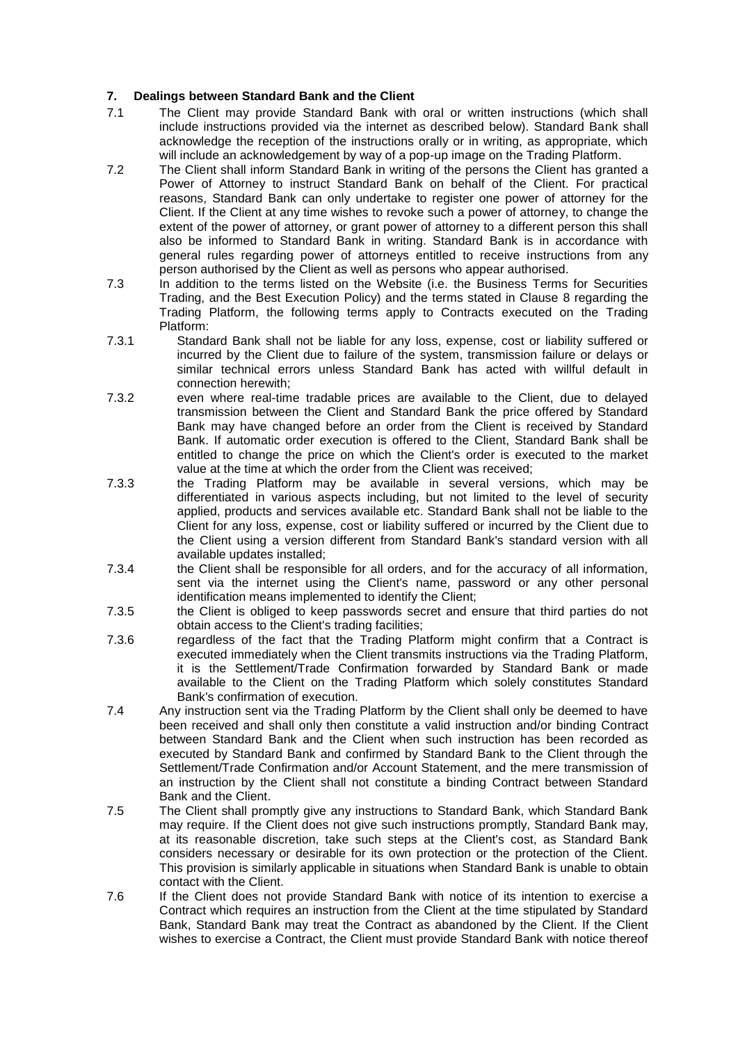## 7. Dealings between Standard Bank and the Client

7.1 The Client may provide Standard Bank with oral or written instructions (which shall include instructions provided via the internet as described below). Standard Bank shall acknowledge the reception of the instructions orally or in writing, as appropriate, which will include an acknowledgement by way of a pop-up image on the Trading Platform.

7.2 The Client shall inform Standard Bank in writing of the persons the Client has granted a Power of Attorney to instruct Standard Bank on behalf of the Client. For practical reasons, Standard Bank can only undertake to register one power of attorney for the Client. If the Client at any time wishes to revoke such a power of attorney, to change the extent of the power of attorney, or grant power of attorney to a different person this shall also be informed to Standard Bank in writing. Standard Bank is in accordance with general rules regarding power of attorneys entitled to receive instructions from any person authorised by the Client as well as persons who appear authorised.

7.3 In addition to the terms listed on the Website (i.e. the Business Terms for Securities Trading, and the Best Execution Policy) and the terms stated in Clause 8 regarding the Trading Platform, the following terms apply to Contracts executed on the Trading Platform:

7.3.1 Standard Bank shall not be liable for any loss, expense, cost or liability suffered or incurred by the Client due to failure of the system, transmission failure or delays or similar technical errors unless Standard Bank has acted with willful default in connection herewith;

7.3.2 even where real-time tradable prices are available to the Client, due to delayed transmission between the Client and Standard Bank the price offered by Standard Bank may have changed before an order from the Client is received by Standard Bank. If automatic order execution is offered to the Client, Standard Bank shall be entitled to change the price on which the Client's order is executed to the market value at the time at which the order from the Client was received;

7.3.3 the Trading Platform may be available in several versions, which may be differentiated in various aspects including, but not limited to the level of security applied, products and services available etc. Standard Bank shall not be liable to the Client for any loss, expense, cost or liability suffered or incurred by the Client due to the Client using a version different from Standard Bank's standard version with all available updates installed;

7.3.4 the Client shall be responsible for all orders, and for the accuracy of all information, sent via the internet using the Client's name, password or any other personal identification means implemented to identify the Client;

7.3.5 the Client is obliged to keep passwords secret and ensure that third parties do not obtain access to the Client's trading facilities;

7.3.6 regardless of the fact that the Trading Platform might confirm that a Contract is executed immediately when the Client transmits instructions via the Trading Platform, it is the Settlement/Trade Confirmation forwarded by Standard Bank or made available to the Client on the Trading Platform which solely constitutes Standard Bank's confirmation of execution.

7.4 Any instruction sent via the Trading Platform by the Client shall only be deemed to have been received and shall only then constitute a valid instruction and/or binding Contract between Standard Bank and the Client when such instruction has been recorded as executed by Standard Bank and confirmed by Standard Bank to the Client through the Settlement/Trade Confirmation and/or Account Statement, and the mere transmission of an instruction by the Client shall not constitute a binding Contract between Standard Bank and the Client.

7.5 The Client shall promptly give any instructions to Standard Bank, which Standard Bank may require. If the Client does not give such instructions promptly, Standard Bank may, at its reasonable discretion, take such steps at the Client's cost, as Standard Bank considers necessary or desirable for its own protection or the protection of the Client. This provision is similarly applicable in situations when Standard Bank is unable to obtain contact with the Client.

7.6 If the Client does not provide Standard Bank with notice of its intention to exercise a Contract which requires an instruction from the Client at the time stipulated by Standard Bank, Standard Bank may treat the Contract as abandoned by the Client. If the Client wishes to exercise a Contract, the Client must provide Standard Bank with notice thereof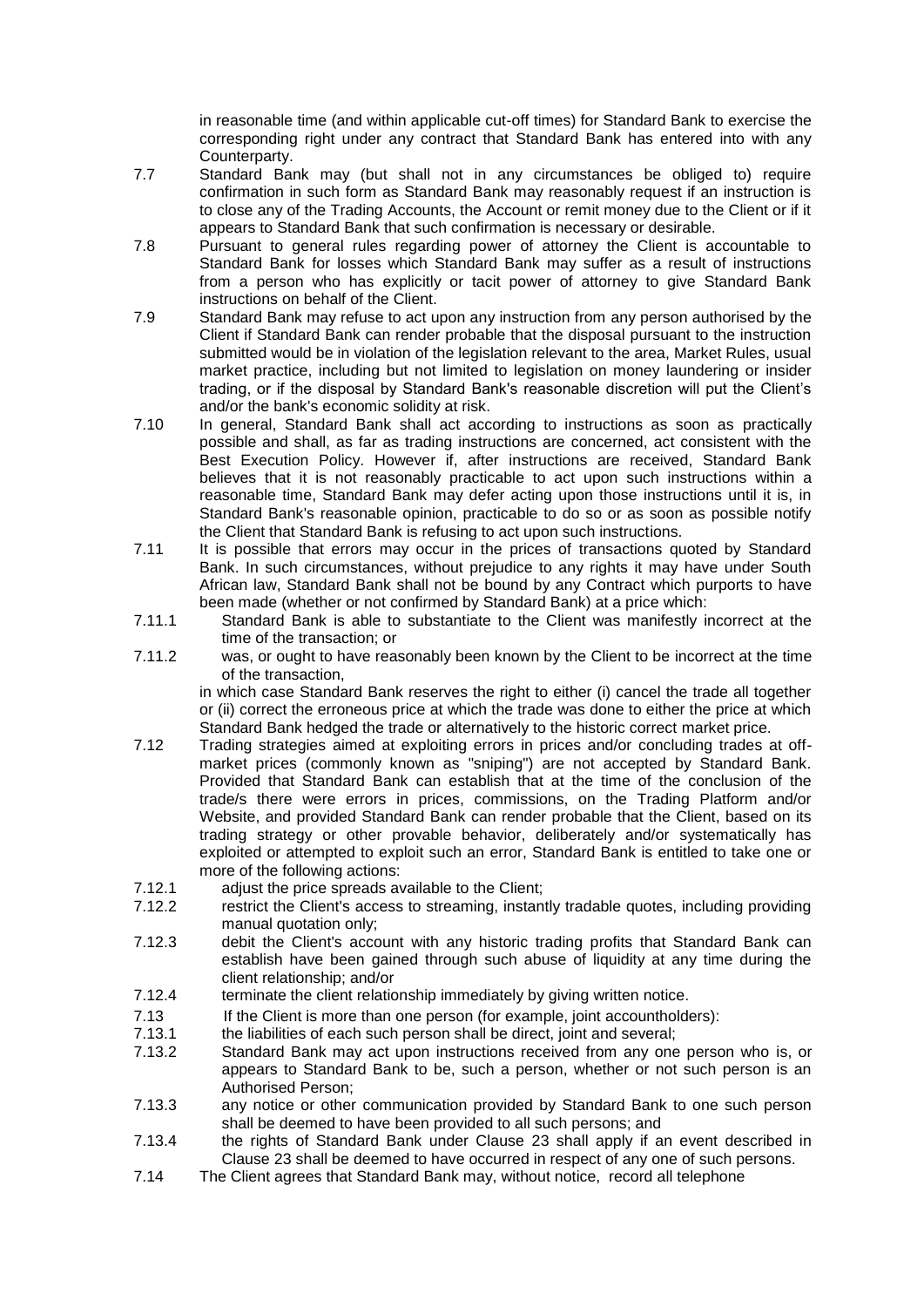in reasonable time (and within applicable cut-off times) for Standard Bank to exercise the corresponding right under any contract that Standard Bank has entered into with any Counterparty.

7.7 Standard Bank may (but shall not in any circumstances be obliged to) require confirmation in such form as Standard Bank may reasonably request if an instruction is to close any of the Trading Accounts, the Account or remit money due to the Client or if it appears to Standard Bank that such confirmation is necessary or desirable.

7.8 Pursuant to general rules regarding power of attorney the Client is accountable to Standard Bank for losses which Standard Bank may suffer as a result of instructions from a person who has explicitly or tacit power of attorney to give Standard Bank instructions on behalf of the Client.

7.9 Standard Bank may refuse to act upon any instruction from any person authorised by the Client if Standard Bank can render probable that the disposal pursuant to the instruction submitted would be in violation of the legislation relevant to the area, Market Rules, usual market practice, including but not limited to legislation on money laundering or insider trading, or if the disposal by Standard Bank's reasonable discretion will put the Client's and/or the bank's economic solidity at risk.

7.10 In general, Standard Bank shall act according to instructions as soon as practically possible and shall, as far as trading instructions are concerned, act consistent with the Best Execution Policy. However if, after instructions are received, Standard Bank believes that it is not reasonably practicable to act upon such instructions within a reasonable time, Standard Bank may defer acting upon those instructions until it is, in Standard Bank's reasonable opinion, practicable to do so or as soon as possible notify the Client that Standard Bank is refusing to act upon such instructions.

7.11 It is possible that errors may occur in the prices of transactions quoted by Standard Bank. In such circumstances, without prejudice to any rights it may have under South African law, Standard Bank shall not be bound by any Contract which purports to have been made (whether or not confirmed by Standard Bank) at a price which:

7.11.1 Standard Bank is able to substantiate to the Client was manifestly incorrect at the time of the transaction; or

7.11.2 was, or ought to have reasonably been known by the Client to be incorrect at the time of the transaction,

in which case Standard Bank reserves the right to either (i) cancel the trade all together or (ii) correct the erroneous price at which the trade was done to either the price at which Standard Bank hedged the trade or alternatively to the historic correct market price.

7.12 Trading strategies aimed at exploiting errors in prices and/or concluding trades at off-market prices (commonly known as "sniping") are not accepted by Standard Bank. Provided that Standard Bank can establish that at the time of the conclusion of the trade/s there were errors in prices, commissions, on the Trading Platform and/or Website, and provided Standard Bank can render probable that the Client, based on its trading strategy or other provable behavior, deliberately and/or systematically has exploited or attempted to exploit such an error, Standard Bank is entitled to take one or more of the following actions:

7.12.1 adjust the price spreads available to the Client;

7.12.2 restrict the Client's access to streaming, instantly tradable quotes, including providing manual quotation only;

7.12.3 debit the Client's account with any historic trading profits that Standard Bank can establish have been gained through such abuse of liquidity at any time during the client relationship; and/or

7.12.4 terminate the client relationship immediately by giving written notice.

7.13 If the Client is more than one person (for example, joint accountholders):

7.13.1 the liabilities of each such person shall be direct, joint and several;

7.13.2 Standard Bank may act upon instructions received from any one person who is, or appears to Standard Bank to be, such a person, whether or not such person is an Authorised Person;

7.13.3 any notice or other communication provided by Standard Bank to one such person shall be deemed to have been provided to all such persons; and

7.13.4 the rights of Standard Bank under Clause 23 shall apply if an event described in Clause 23 shall be deemed to have occurred in respect of any one of such persons.

7.14 The Client agrees that Standard Bank may, without notice, record all telephone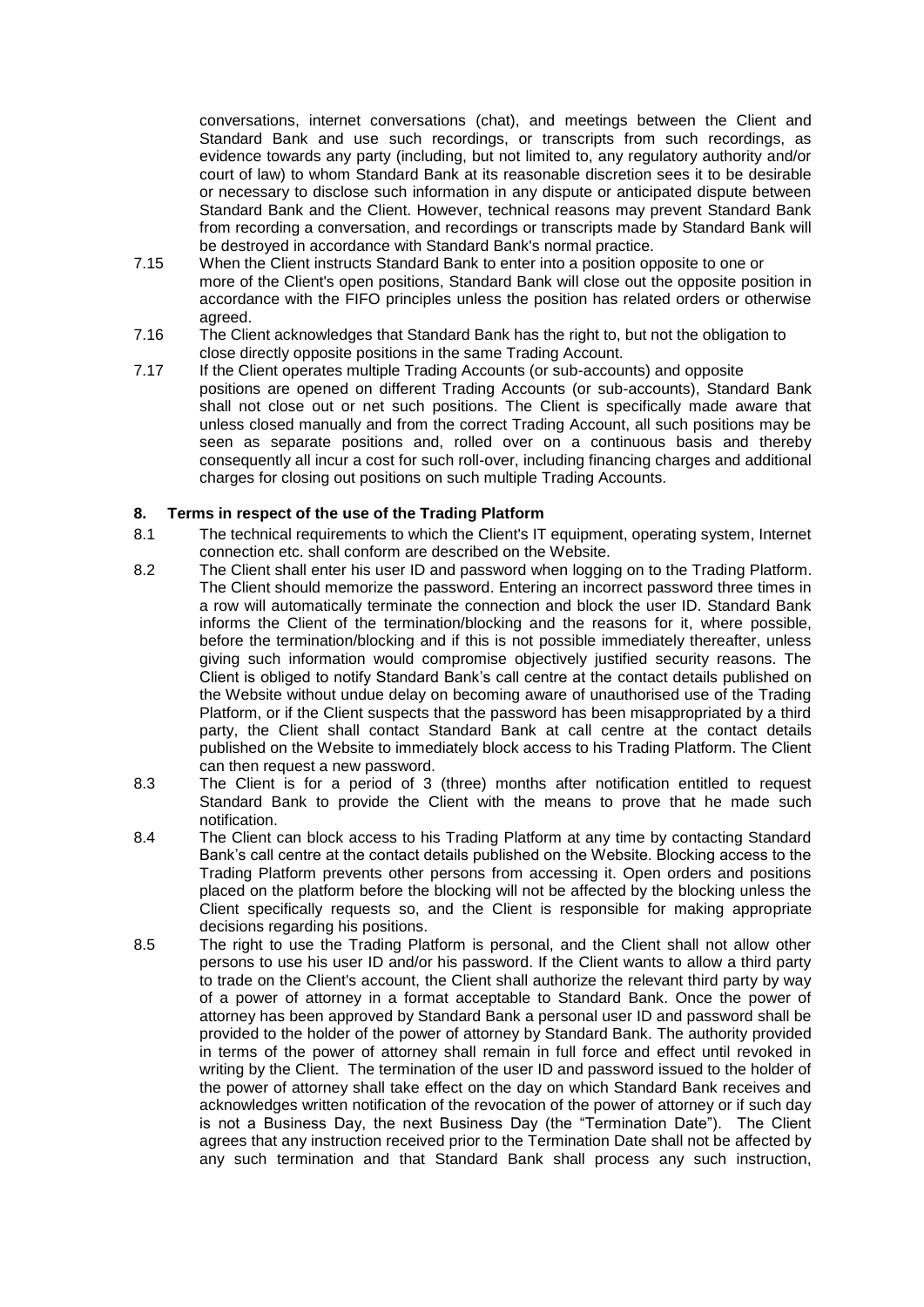conversations, internet conversations (chat), and meetings between the Client and Standard Bank and use such recordings, or transcripts from such recordings, as evidence towards any party (including, but not limited to, any regulatory authority and/or court of law) to whom Standard Bank at its reasonable discretion sees it to be desirable or necessary to disclose such information in any dispute or anticipated dispute between Standard Bank and the Client. However, technical reasons may prevent Standard Bank from recording a conversation, and recordings or transcripts made by Standard Bank will be destroyed in accordance with Standard Bank's normal practice.

7.15 When the Client instructs Standard Bank to enter into a position opposite to one or more of the Client's open positions, Standard Bank will close out the opposite position in accordance with the FIFO principles unless the position has related orders or otherwise agreed.

7.16 The Client acknowledges that Standard Bank has the right to, but not the obligation to close directly opposite positions in the same Trading Account.

7.17 If the Client operates multiple Trading Accounts (or sub-accounts) and opposite positions are opened on different Trading Accounts (or sub-accounts), Standard Bank shall not close out or net such positions. The Client is specifically made aware that unless closed manually and from the correct Trading Account, all such positions may be seen as separate positions and, rolled over on a continuous basis and thereby consequently all incur a cost for such roll-over, including financing charges and additional charges for closing out positions on such multiple Trading Accounts.

## 8. Terms in respect of the use of the Trading Platform

8.1 The technical requirements to which the Client's IT equipment, operating system, Internet connection etc. shall conform are described on the Website.

8.2 The Client shall enter his user ID and password when logging on to the Trading Platform. The Client should memorize the password. Entering an incorrect password three times in a row will automatically terminate the connection and block the user ID. Standard Bank informs the Client of the termination/blocking and the reasons for it, where possible, before the termination/blocking and if this is not possible immediately thereafter, unless giving such information would compromise objectively justified security reasons. The Client is obliged to notify Standard Bank's call centre at the contact details published on the Website without undue delay on becoming aware of unauthorised use of the Trading Platform, or if the Client suspects that the password has been misappropriated by a third party, the Client shall contact Standard Bank at call centre at the contact details published on the Website to immediately block access to his Trading Platform. The Client can then request a new password.

8.3 The Client is for a period of 3 (three) months after notification entitled to request Standard Bank to provide the Client with the means to prove that he made such notification.

8.4 The Client can block access to his Trading Platform at any time by contacting Standard Bank's call centre at the contact details published on the Website. Blocking access to the Trading Platform prevents other persons from accessing it. Open orders and positions placed on the platform before the blocking will not be affected by the blocking unless the Client specifically requests so, and the Client is responsible for making appropriate decisions regarding his positions.

8.5 The right to use the Trading Platform is personal, and the Client shall not allow other persons to use his user ID and/or his password. If the Client wants to allow a third party to trade on the Client's account, the Client shall authorize the relevant third party by way of a power of attorney in a format acceptable to Standard Bank. Once the power of attorney has been approved by Standard Bank a personal user ID and password shall be provided to the holder of the power of attorney by Standard Bank. The authority provided in terms of the power of attorney shall remain in full force and effect until revoked in writing by the Client. The termination of the user ID and password issued to the holder of the power of attorney shall take effect on the day on which Standard Bank receives and acknowledges written notification of the revocation of the power of attorney or if such day is not a Business Day, the next Business Day (the "Termination Date"). The Client agrees that any instruction received prior to the Termination Date shall not be affected by any such termination and that Standard Bank shall process any such instruction,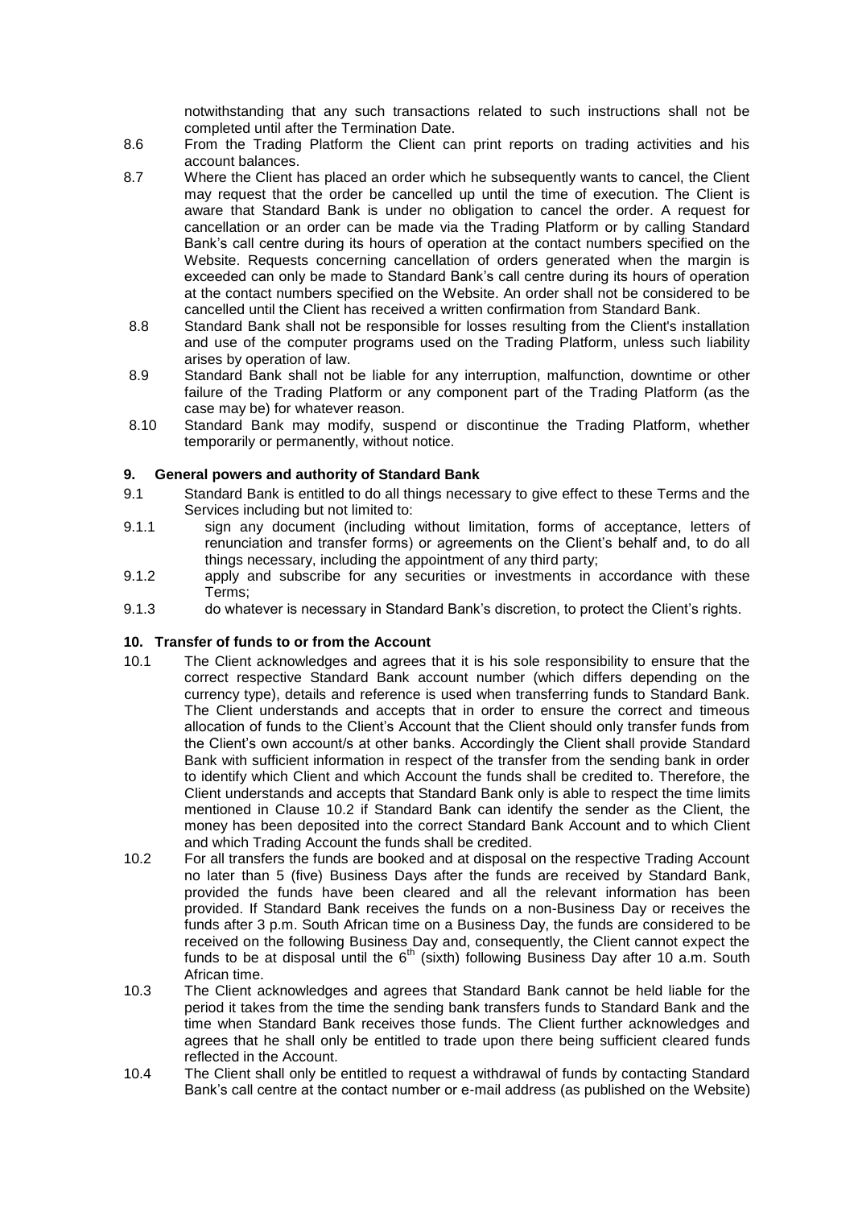notwithstanding that any such transactions related to such instructions shall not be completed until after the Termination Date.

8.6 From the Trading Platform the Client can print reports on trading activities and his account balances.

8.7 Where the Client has placed an order which he subsequently wants to cancel, the Client may request that the order be cancelled up until the time of execution. The Client is aware that Standard Bank is under no obligation to cancel the order. A request for cancellation or an order can be made via the Trading Platform or by calling Standard Bank's call centre during its hours of operation at the contact numbers specified on the Website. Requests concerning cancellation of orders generated when the margin is exceeded can only be made to Standard Bank's call centre during its hours of operation at the contact numbers specified on the Website. An order shall not be considered to be cancelled until the Client has received a written confirmation from Standard Bank.

8.8 Standard Bank shall not be responsible for losses resulting from the Client's installation and use of the computer programs used on the Trading Platform, unless such liability arises by operation of law.

8.9 Standard Bank shall not be liable for any interruption, malfunction, downtime or other failure of the Trading Platform or any component part of the Trading Platform (as the case may be) for whatever reason.

8.10 Standard Bank may modify, suspend or discontinue the Trading Platform, whether temporarily or permanently, without notice.

## 9. General powers and authority of Standard Bank

9.1 Standard Bank is entitled to do all things necessary to give effect to these Terms and the Services including but not limited to:

9.1.1 sign any document (including without limitation, forms of acceptance, letters of renunciation and transfer forms) or agreements on the Client's behalf and, to do all things necessary, including the appointment of any third party;

9.1.2 apply and subscribe for any securities or investments in accordance with these Terms;

9.1.3 do whatever is necessary in Standard Bank's discretion, to protect the Client's rights.

## 10. Transfer of funds to or from the Account

10.1 The Client acknowledges and agrees that it is his sole responsibility to ensure that the correct respective Standard Bank account number (which differs depending on the currency type), details and reference is used when transferring funds to Standard Bank. The Client understands and accepts that in order to ensure the correct and timeous allocation of funds to the Client's Account that the Client should only transfer funds from the Client's own account/s at other banks. Accordingly the Client shall provide Standard Bank with sufficient information in respect of the transfer from the sending bank in order to identify which Client and which Account the funds shall be credited to. Therefore, the Client understands and accepts that Standard Bank only is able to respect the time limits mentioned in Clause 10.2 if Standard Bank can identify the sender as the Client, the money has been deposited into the correct Standard Bank Account and to which Client and which Trading Account the funds shall be credited.

10.2 For all transfers the funds are booked and at disposal on the respective Trading Account no later than 5 (five) Business Days after the funds are received by Standard Bank, provided the funds have been cleared and all the relevant information has been provided. If Standard Bank receives the funds on a non-Business Day or receives the funds after 3 p.m. South African time on a Business Day, the funds are considered to be received on the following Business Day and, consequently, the Client cannot expect the funds to be at disposal until the 6th (sixth) following Business Day after 10 a.m. South African time.

10.3 The Client acknowledges and agrees that Standard Bank cannot be held liable for the period it takes from the time the sending bank transfers funds to Standard Bank and the time when Standard Bank receives those funds. The Client further acknowledges and agrees that he shall only be entitled to trade upon there being sufficient cleared funds reflected in the Account.

10.4 The Client shall only be entitled to request a withdrawal of funds by contacting Standard Bank's call centre at the contact number or e-mail address (as published on the Website)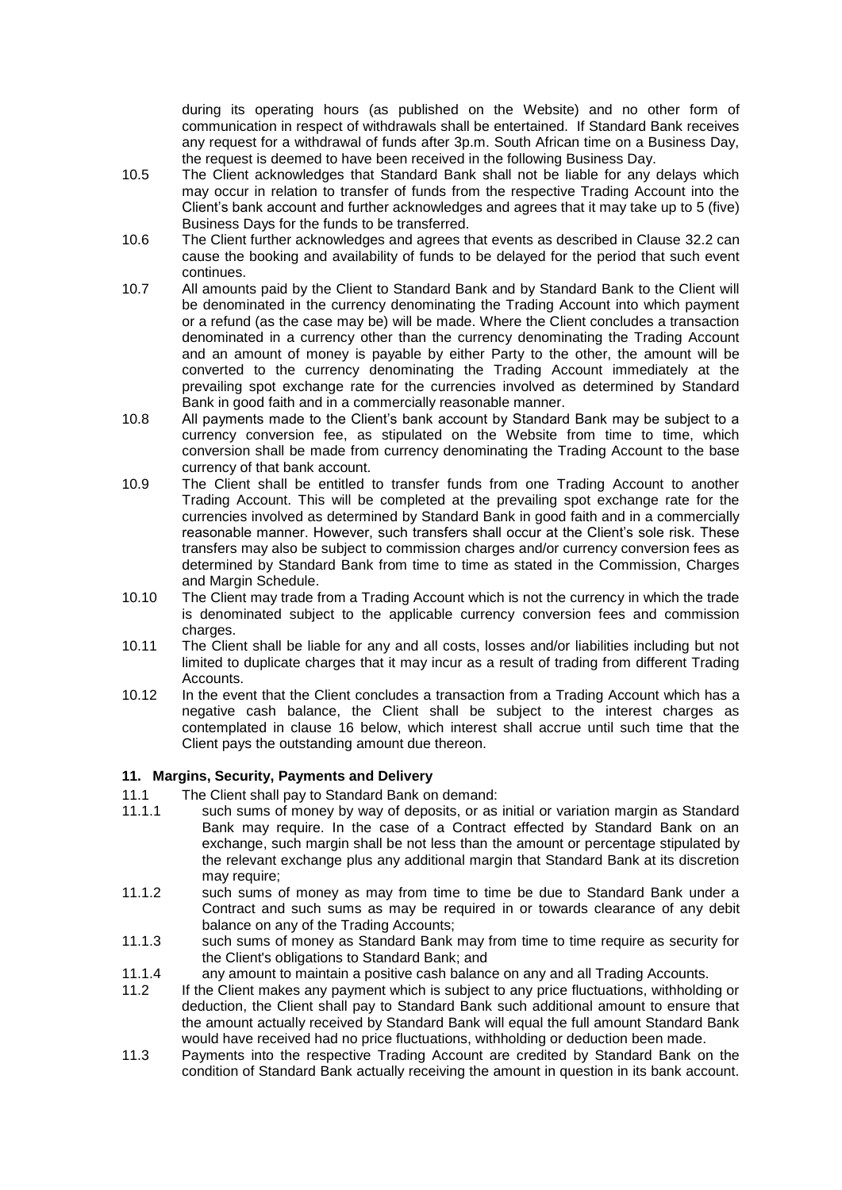during its operating hours (as published on the Website) and no other form of communication in respect of withdrawals shall be entertained. If Standard Bank receives any request for a withdrawal of funds after 3p.m. South African time on a Business Day, the request is deemed to have been received in the following Business Day.

10.5 The Client acknowledges that Standard Bank shall not be liable for any delays which may occur in relation to transfer of funds from the respective Trading Account into the Client's bank account and further acknowledges and agrees that it may take up to 5 (five) Business Days for the funds to be transferred.

10.6 The Client further acknowledges and agrees that events as described in Clause 32.2 can cause the booking and availability of funds to be delayed for the period that such event continues.

10.7 All amounts paid by the Client to Standard Bank and by Standard Bank to the Client will be denominated in the currency denominating the Trading Account into which payment or a refund (as the case may be) will be made. Where the Client concludes a transaction denominated in a currency other than the currency denominating the Trading Account and an amount of money is payable by either Party to the other, the amount will be converted to the currency denominating the Trading Account immediately at the prevailing spot exchange rate for the currencies involved as determined by Standard Bank in good faith and in a commercially reasonable manner.

10.8 All payments made to the Client's bank account by Standard Bank may be subject to a currency conversion fee, as stipulated on the Website from time to time, which conversion shall be made from currency denominating the Trading Account to the base currency of that bank account.

10.9 The Client shall be entitled to transfer funds from one Trading Account to another Trading Account. This will be completed at the prevailing spot exchange rate for the currencies involved as determined by Standard Bank in good faith and in a commercially reasonable manner. However, such transfers shall occur at the Client's sole risk. These transfers may also be subject to commission charges and/or currency conversion fees as determined by Standard Bank from time to time as stated in the Commission, Charges and Margin Schedule.

10.10 The Client may trade from a Trading Account which is not the currency in which the trade is denominated subject to the applicable currency conversion fees and commission charges.

10.11 The Client shall be liable for any and all costs, losses and/or liabilities including but not limited to duplicate charges that it may incur as a result of trading from different Trading Accounts.

10.12 In the event that the Client concludes a transaction from a Trading Account which has a negative cash balance, the Client shall be subject to the interest charges as contemplated in clause 16 below, which interest shall accrue until such time that the Client pays the outstanding amount due thereon.

## 11. Margins, Security, Payments and Delivery

11.1 The Client shall pay to Standard Bank on demand:

11.1.1 such sums of money by way of deposits, or as initial or variation margin as Standard Bank may require. In the case of a Contract effected by Standard Bank on an exchange, such margin shall be not less than the amount or percentage stipulated by the relevant exchange plus any additional margin that Standard Bank at its discretion may require;

11.1.2 such sums of money as may from time to time be due to Standard Bank under a Contract and such sums as may be required in or towards clearance of any debit balance on any of the Trading Accounts;

11.1.3 such sums of money as Standard Bank may from time to time require as security for the Client's obligations to Standard Bank; and

11.1.4 any amount to maintain a positive cash balance on any and all Trading Accounts.

11.2 If the Client makes any payment which is subject to any price fluctuations, withholding or deduction, the Client shall pay to Standard Bank such additional amount to ensure that the amount actually received by Standard Bank will equal the full amount Standard Bank would have received had no price fluctuations, withholding or deduction been made.

11.3 Payments into the respective Trading Account are credited by Standard Bank on the condition of Standard Bank actually receiving the amount in question in its bank account.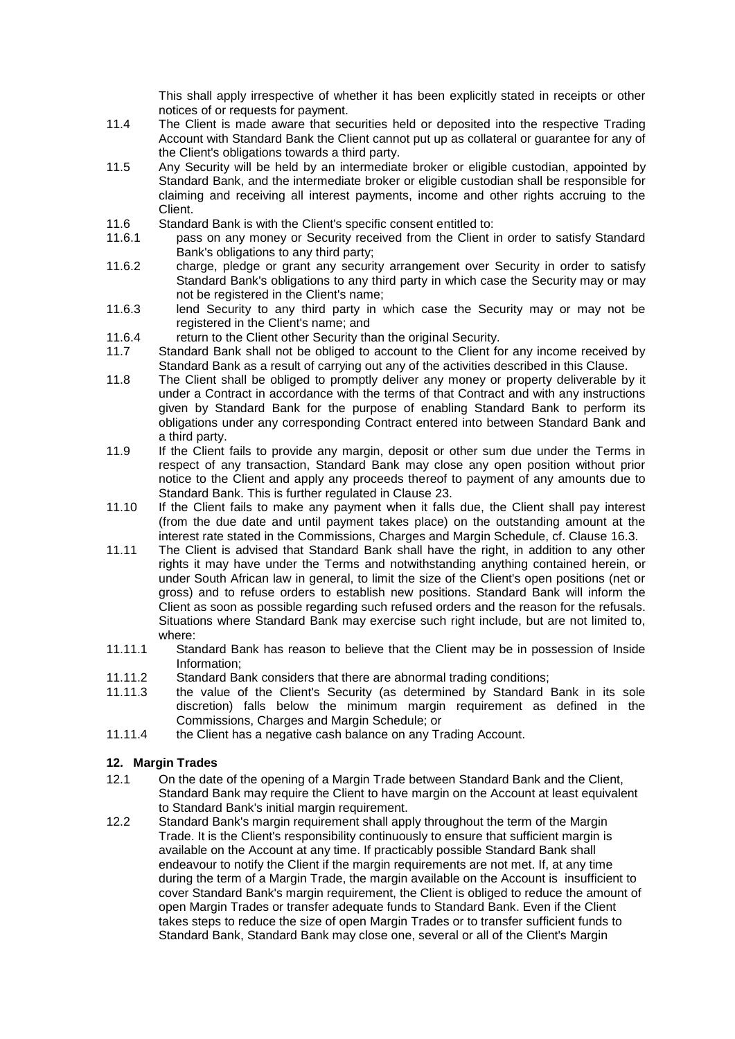This shall apply irrespective of whether it has been explicitly stated in receipts or other notices of or requests for payment.

11.4 The Client is made aware that securities held or deposited into the respective Trading Account with Standard Bank the Client cannot put up as collateral or guarantee for any of the Client's obligations towards a third party.

11.5 Any Security will be held by an intermediate broker or eligible custodian, appointed by Standard Bank, and the intermediate broker or eligible custodian shall be responsible for claiming and receiving all interest payments, income and other rights accruing to the Client.

11.6 Standard Bank is with the Client's specific consent entitled to:

11.6.1 pass on any money or Security received from the Client in order to satisfy Standard Bank's obligations to any third party;

11.6.2 charge, pledge or grant any security arrangement over Security in order to satisfy Standard Bank's obligations to any third party in which case the Security may or may not be registered in the Client's name;

11.6.3 lend Security to any third party in which case the Security may or may not be registered in the Client's name; and

11.6.4 return to the Client other Security than the original Security.

11.7 Standard Bank shall not be obliged to account to the Client for any income received by Standard Bank as a result of carrying out any of the activities described in this Clause.

11.8 The Client shall be obliged to promptly deliver any money or property deliverable by it under a Contract in accordance with the terms of that Contract and with any instructions given by Standard Bank for the purpose of enabling Standard Bank to perform its obligations under any corresponding Contract entered into between Standard Bank and a third party.

11.9 If the Client fails to provide any margin, deposit or other sum due under the Terms in respect of any transaction, Standard Bank may close any open position without prior notice to the Client and apply any proceeds thereof to payment of any amounts due to Standard Bank. This is further regulated in Clause 23.

11.10 If the Client fails to make any payment when it falls due, the Client shall pay interest (from the due date and until payment takes place) on the outstanding amount at the interest rate stated in the Commissions, Charges and Margin Schedule, cf. Clause 16.3.

11.11 The Client is advised that Standard Bank shall have the right, in addition to any other rights it may have under the Terms and notwithstanding anything contained herein, or under South African law in general, to limit the size of the Client's open positions (net or gross) and to refuse orders to establish new positions. Standard Bank will inform the Client as soon as possible regarding such refused orders and the reason for the refusals. Situations where Standard Bank may exercise such right include, but are not limited to, where:

11.11.1 Standard Bank has reason to believe that the Client may be in possession of Inside Information;

11.11.2 Standard Bank considers that there are abnormal trading conditions;

11.11.3 the value of the Client's Security (as determined by Standard Bank in its sole discretion) falls below the minimum margin requirement as defined in the Commissions, Charges and Margin Schedule; or

11.11.4 the Client has a negative cash balance on any Trading Account.

## 12. Margin Trades

12.1 On the date of the opening of a Margin Trade between Standard Bank and the Client, Standard Bank may require the Client to have margin on the Account at least equivalent to Standard Bank's initial margin requirement.

12.2 Standard Bank's margin requirement shall apply throughout the term of the Margin Trade. It is the Client's responsibility continuously to ensure that sufficient margin is available on the Account at any time. If practicably possible Standard Bank shall endeavour to notify the Client if the margin requirements are not met. If, at any time during the term of a Margin Trade, the margin available on the Account is insufficient to cover Standard Bank's margin requirement, the Client is obliged to reduce the amount of open Margin Trades or transfer adequate funds to Standard Bank. Even if the Client takes steps to reduce the size of open Margin Trades or to transfer sufficient funds to Standard Bank, Standard Bank may close one, several or all of the Client's Margin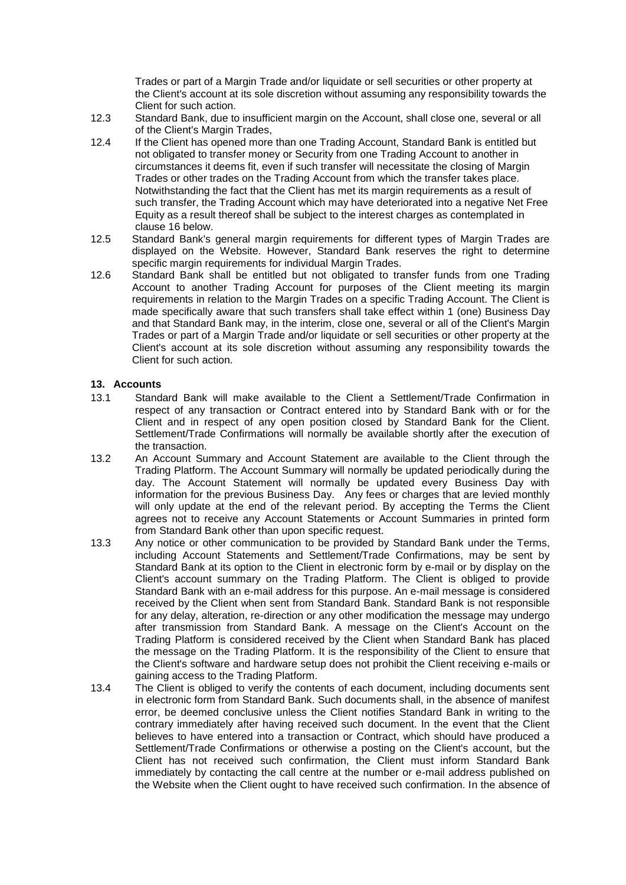Trades or part of a Margin Trade and/or liquidate or sell securities or other property at the Client's account at its sole discretion without assuming any responsibility towards the Client for such action.

12.3 Standard Bank, due to insufficient margin on the Account, shall close one, several or all of the Client's Margin Trades,

12.4 If the Client has opened more than one Trading Account, Standard Bank is entitled but not obligated to transfer money or Security from one Trading Account to another in circumstances it deems fit, even if such transfer will necessitate the closing of Margin Trades or other trades on the Trading Account from which the transfer takes place. Notwithstanding the fact that the Client has met its margin requirements as a result of such transfer, the Trading Account which may have deteriorated into a negative Net Free Equity as a result thereof shall be subject to the interest charges as contemplated in clause 16 below.

12.5 Standard Bank's general margin requirements for different types of Margin Trades are displayed on the Website. However, Standard Bank reserves the right to determine specific margin requirements for individual Margin Trades.

12.6 Standard Bank shall be entitled but not obligated to transfer funds from one Trading Account to another Trading Account for purposes of the Client meeting its margin requirements in relation to the Margin Trades on a specific Trading Account. The Client is made specifically aware that such transfers shall take effect within 1 (one) Business Day and that Standard Bank may, in the interim, close one, several or all of the Client's Margin Trades or part of a Margin Trade and/or liquidate or sell securities or other property at the Client's account at its sole discretion without assuming any responsibility towards the Client for such action.

## 13. Accounts

13.1 Standard Bank will make available to the Client a Settlement/Trade Confirmation in respect of any transaction or Contract entered into by Standard Bank with or for the Client and in respect of any open position closed by Standard Bank for the Client. Settlement/Trade Confirmations will normally be available shortly after the execution of the transaction.

13.2 An Account Summary and Account Statement are available to the Client through the Trading Platform. The Account Summary will normally be updated periodically during the day. The Account Statement will normally be updated every Business Day with information for the previous Business Day. Any fees or charges that are levied monthly will only update at the end of the relevant period. By accepting the Terms the Client agrees not to receive any Account Statements or Account Summaries in printed form from Standard Bank other than upon specific request.

13.3 Any notice or other communication to be provided by Standard Bank under the Terms, including Account Statements and Settlement/Trade Confirmations, may be sent by Standard Bank at its option to the Client in electronic form by e-mail or by display on the Client's account summary on the Trading Platform. The Client is obliged to provide Standard Bank with an e-mail address for this purpose. An e-mail message is considered received by the Client when sent from Standard Bank. Standard Bank is not responsible for any delay, alteration, re-direction or any other modification the message may undergo after transmission from Standard Bank. A message on the Client's Account on the Trading Platform is considered received by the Client when Standard Bank has placed the message on the Trading Platform. It is the responsibility of the Client to ensure that the Client's software and hardware setup does not prohibit the Client receiving e-mails or gaining access to the Trading Platform.

13.4 The Client is obliged to verify the contents of each document, including documents sent in electronic form from Standard Bank. Such documents shall, in the absence of manifest error, be deemed conclusive unless the Client notifies Standard Bank in writing to the contrary immediately after having received such document. In the event that the Client believes to have entered into a transaction or Contract, which should have produced a Settlement/Trade Confirmations or otherwise a posting on the Client's account, but the Client has not received such confirmation, the Client must inform Standard Bank immediately by contacting the call centre at the number or e-mail address published on the Website when the Client ought to have received such confirmation. In the absence of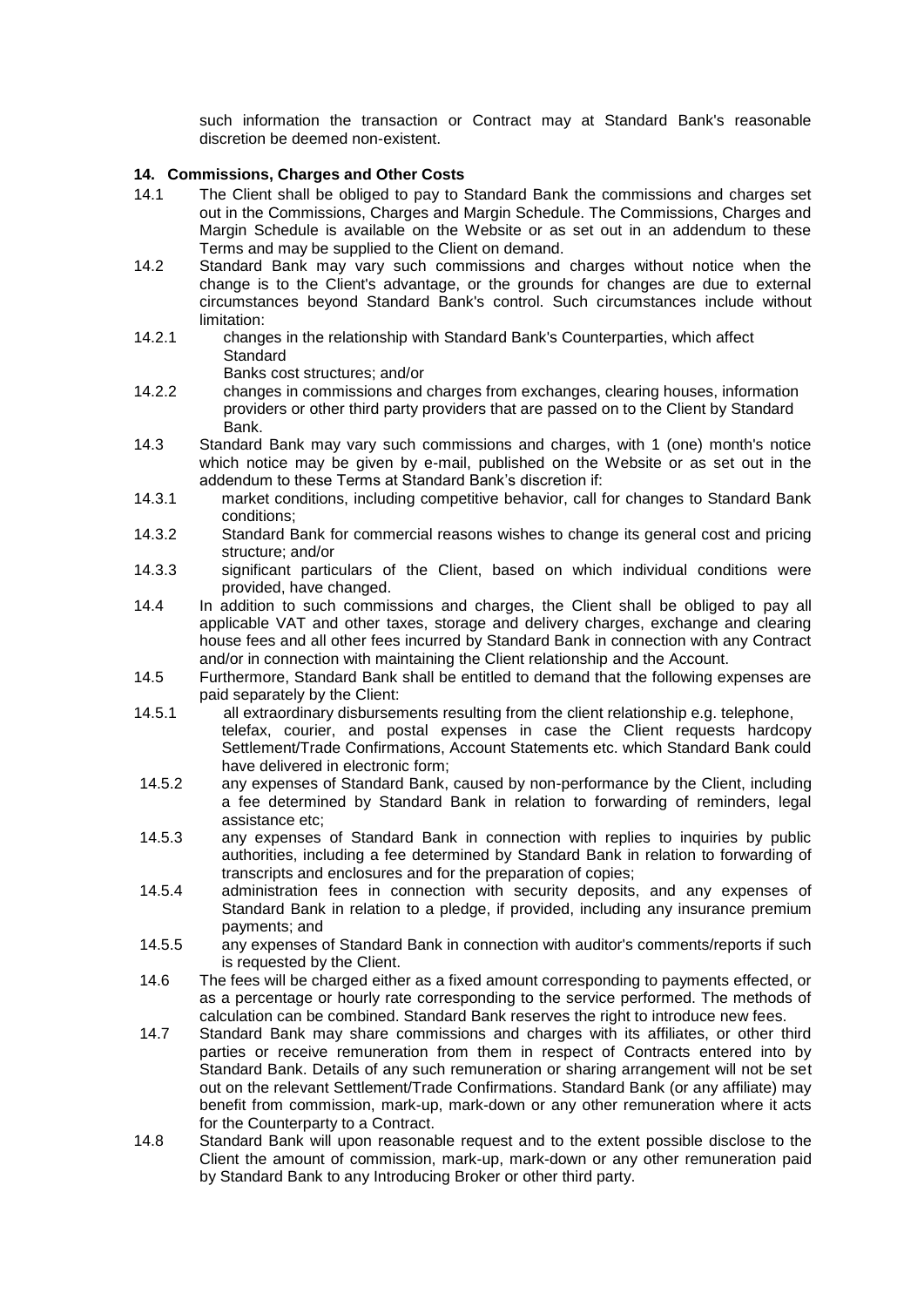such information the transaction or Contract may at Standard Bank's reasonable discretion be deemed non-existent.

**14. Commissions, Charges and Other Costs**

14.1 The Client shall be obliged to pay to Standard Bank the commissions and charges set out in the Commissions, Charges and Margin Schedule. The Commissions, Charges and Margin Schedule is available on the Website or as set out in an addendum to these Terms and may be supplied to the Client on demand.

14.2 Standard Bank may vary such commissions and charges without notice when the change is to the Client's advantage, or the grounds for changes are due to external circumstances beyond Standard Bank's control. Such circumstances include without limitation:

14.2.1 changes in the relationship with Standard Bank's Counterparties, which affect Standard Banks cost structures; and/or

14.2.2 changes in commissions and charges from exchanges, clearing houses, information providers or other third party providers that are passed on to the Client by Standard Bank.

14.3 Standard Bank may vary such commissions and charges, with 1 (one) month's notice which notice may be given by e-mail, published on the Website or as set out in the addendum to these Terms at Standard Bank's discretion if:

14.3.1 market conditions, including competitive behavior, call for changes to Standard Bank conditions;

14.3.2 Standard Bank for commercial reasons wishes to change its general cost and pricing structure; and/or

14.3.3 significant particulars of the Client, based on which individual conditions were provided, have changed.

14.4 In addition to such commissions and charges, the Client shall be obliged to pay all applicable VAT and other taxes, storage and delivery charges, exchange and clearing house fees and all other fees incurred by Standard Bank in connection with any Contract and/or in connection with maintaining the Client relationship and the Account.

14.5 Furthermore, Standard Bank shall be entitled to demand that the following expenses are paid separately by the Client:

14.5.1 all extraordinary disbursements resulting from the client relationship e.g. telephone, telefax, courier, and postal expenses in case the Client requests hardcopy Settlement/Trade Confirmations, Account Statements etc. which Standard Bank could have delivered in electronic form;

14.5.2 any expenses of Standard Bank, caused by non-performance by the Client, including a fee determined by Standard Bank in relation to forwarding of reminders, legal assistance etc;

14.5.3 any expenses of Standard Bank in connection with replies to inquiries by public authorities, including a fee determined by Standard Bank in relation to forwarding of transcripts and enclosures and for the preparation of copies;

14.5.4 administration fees in connection with security deposits, and any expenses of Standard Bank in relation to a pledge, if provided, including any insurance premium payments; and

14.5.5 any expenses of Standard Bank in connection with auditor's comments/reports if such is requested by the Client.

14.6 The fees will be charged either as a fixed amount corresponding to payments effected, or as a percentage or hourly rate corresponding to the service performed. The methods of calculation can be combined. Standard Bank reserves the right to introduce new fees.

14.7 Standard Bank may share commissions and charges with its affiliates, or other third parties or receive remuneration from them in respect of Contracts entered into by Standard Bank. Details of any such remuneration or sharing arrangement will not be set out on the relevant Settlement/Trade Confirmations. Standard Bank (or any affiliate) may benefit from commission, mark-up, mark-down or any other remuneration where it acts for the Counterparty to a Contract.

14.8 Standard Bank will upon reasonable request and to the extent possible disclose to the Client the amount of commission, mark-up, mark-down or any other remuneration paid by Standard Bank to any Introducing Broker or other third party.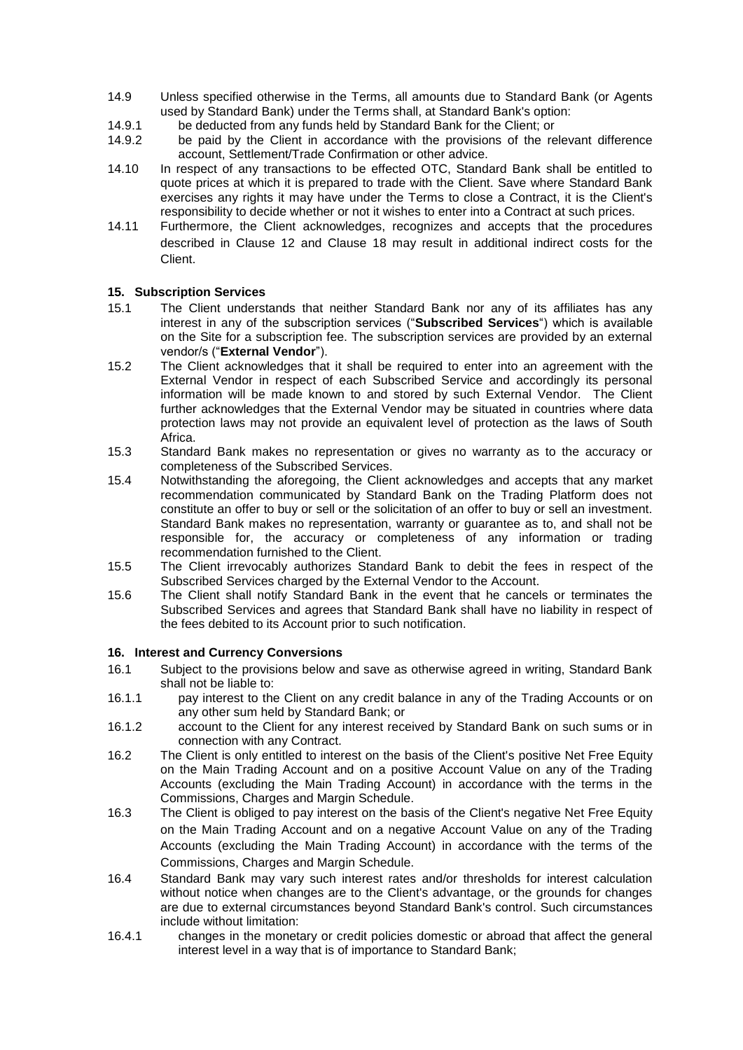14.9 Unless specified otherwise in the Terms, all amounts due to Standard Bank (or Agents used by Standard Bank) under the Terms shall, at Standard Bank's option:

14.9.1 be deducted from any funds held by Standard Bank for the Client; or

14.9.2 be paid by the Client in accordance with the provisions of the relevant difference account, Settlement/Trade Confirmation or other advice.

14.10 In respect of any transactions to be effected OTC, Standard Bank shall be entitled to quote prices at which it is prepared to trade with the Client. Save where Standard Bank exercises any rights it may have under the Terms to close a Contract, it is the Client's responsibility to decide whether or not it wishes to enter into a Contract at such prices.

14.11 Furthermore, the Client acknowledges, recognizes and accepts that the procedures described in Clause 12 and Clause 18 may result in additional indirect costs for the Client.

## 15. Subscription Services

15.1 The Client understands that neither Standard Bank nor any of its affiliates has any interest in any of the subscription services ("**Subscribed Services**") which is available on the Site for a subscription fee. The subscription services are provided by an external vendor/s ("**External Vendor**").

15.2 The Client acknowledges that it shall be required to enter into an agreement with the External Vendor in respect of each Subscribed Service and accordingly its personal information will be made known to and stored by such External Vendor. The Client further acknowledges that the External Vendor may be situated in countries where data protection laws may not provide an equivalent level of protection as the laws of South Africa.

15.3 Standard Bank makes no representation or gives no warranty as to the accuracy or completeness of the Subscribed Services.

15.4 Notwithstanding the aforegoing, the Client acknowledges and accepts that any market recommendation communicated by Standard Bank on the Trading Platform does not constitute an offer to buy or sell or the solicitation of an offer to buy or sell an investment. Standard Bank makes no representation, warranty or guarantee as to, and shall not be responsible for, the accuracy or completeness of any information or trading recommendation furnished to the Client.

15.5 The Client irrevocably authorizes Standard Bank to debit the fees in respect of the Subscribed Services charged by the External Vendor to the Account.

15.6 The Client shall notify Standard Bank in the event that he cancels or terminates the Subscribed Services and agrees that Standard Bank shall have no liability in respect of the fees debited to its Account prior to such notification.

## 16. Interest and Currency Conversions

16.1 Subject to the provisions below and save as otherwise agreed in writing, Standard Bank shall not be liable to:

16.1.1 pay interest to the Client on any credit balance in any of the Trading Accounts or on any other sum held by Standard Bank; or

16.1.2 account to the Client for any interest received by Standard Bank on such sums or in connection with any Contract.

16.2 The Client is only entitled to interest on the basis of the Client's positive Net Free Equity on the Main Trading Account and on a positive Account Value on any of the Trading Accounts (excluding the Main Trading Account) in accordance with the terms in the Commissions, Charges and Margin Schedule.

16.3 The Client is obliged to pay interest on the basis of the Client's negative Net Free Equity on the Main Trading Account and on a negative Account Value on any of the Trading Accounts (excluding the Main Trading Account) in accordance with the terms of the Commissions, Charges and Margin Schedule.

16.4 Standard Bank may vary such interest rates and/or thresholds for interest calculation without notice when changes are to the Client's advantage, or the grounds for changes are due to external circumstances beyond Standard Bank's control. Such circumstances include without limitation:

16.4.1 changes in the monetary or credit policies domestic or abroad that affect the general interest level in a way that is of importance to Standard Bank;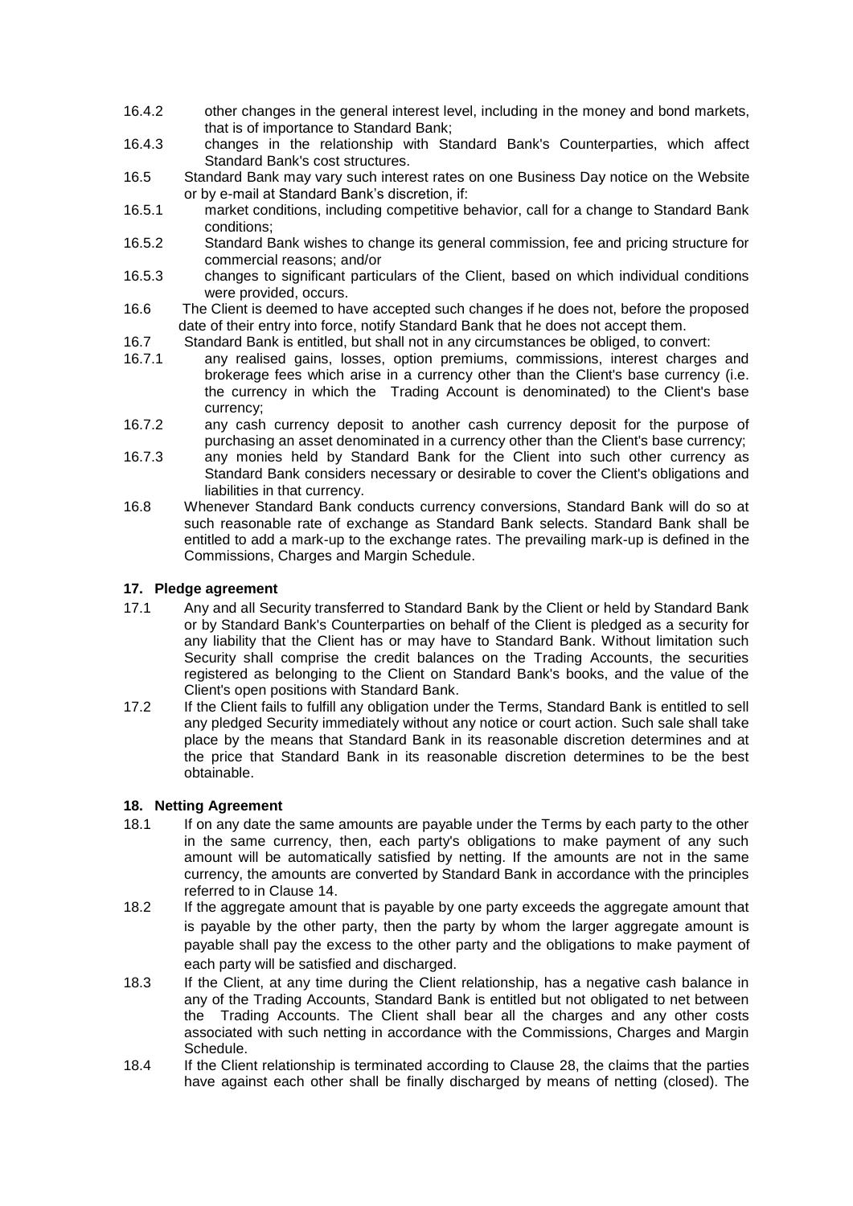16.4.2 other changes in the general interest level, including in the money and bond markets, that is of importance to Standard Bank;

16.4.3 changes in the relationship with Standard Bank's Counterparties, which affect Standard Bank's cost structures.

16.5 Standard Bank may vary such interest rates on one Business Day notice on the Website or by e-mail at Standard Bank's discretion, if:

16.5.1 market conditions, including competitive behavior, call for a change to Standard Bank conditions;

16.5.2 Standard Bank wishes to change its general commission, fee and pricing structure for commercial reasons; and/or

16.5.3 changes to significant particulars of the Client, based on which individual conditions were provided, occurs.

16.6 The Client is deemed to have accepted such changes if he does not, before the proposed date of their entry into force, notify Standard Bank that he does not accept them.

16.7 Standard Bank is entitled, but shall not in any circumstances be obliged, to convert:

16.7.1 any realised gains, losses, option premiums, commissions, interest charges and brokerage fees which arise in a currency other than the Client's base currency (i.e. the currency in which the Trading Account is denominated) to the Client's base currency;

16.7.2 any cash currency deposit to another cash currency deposit for the purpose of purchasing an asset denominated in a currency other than the Client's base currency;

16.7.3 any monies held by Standard Bank for the Client into such other currency as Standard Bank considers necessary or desirable to cover the Client's obligations and liabilities in that currency.

16.8 Whenever Standard Bank conducts currency conversions, Standard Bank will do so at such reasonable rate of exchange as Standard Bank selects. Standard Bank shall be entitled to add a mark-up to the exchange rates. The prevailing mark-up is defined in the Commissions, Charges and Margin Schedule.

## 17. Pledge agreement

17.1 Any and all Security transferred to Standard Bank by the Client or held by Standard Bank or by Standard Bank's Counterparties on behalf of the Client is pledged as a security for any liability that the Client has or may have to Standard Bank. Without limitation such Security shall comprise the credit balances on the Trading Accounts, the securities registered as belonging to the Client on Standard Bank's books, and the value of the Client's open positions with Standard Bank.

17.2 If the Client fails to fulfill any obligation under the Terms, Standard Bank is entitled to sell any pledged Security immediately without any notice or court action. Such sale shall take place by the means that Standard Bank in its reasonable discretion determines and at the price that Standard Bank in its reasonable discretion determines to be the best obtainable.

## 18. Netting Agreement

18.1 If on any date the same amounts are payable under the Terms by each party to the other in the same currency, then, each party's obligations to make payment of any such amount will be automatically satisfied by netting. If the amounts are not in the same currency, the amounts are converted by Standard Bank in accordance with the principles referred to in Clause 14.

18.2 If the aggregate amount that is payable by one party exceeds the aggregate amount that is payable by the other party, then the party by whom the larger aggregate amount is payable shall pay the excess to the other party and the obligations to make payment of each party will be satisfied and discharged.

18.3 If the Client, at any time during the Client relationship, has a negative cash balance in any of the Trading Accounts, Standard Bank is entitled but not obligated to net between the Trading Accounts. The Client shall bear all the charges and any other costs associated with such netting in accordance with the Commissions, Charges and Margin Schedule.

18.4 If the Client relationship is terminated according to Clause 28, the claims that the parties have against each other shall be finally discharged by means of netting (closed). The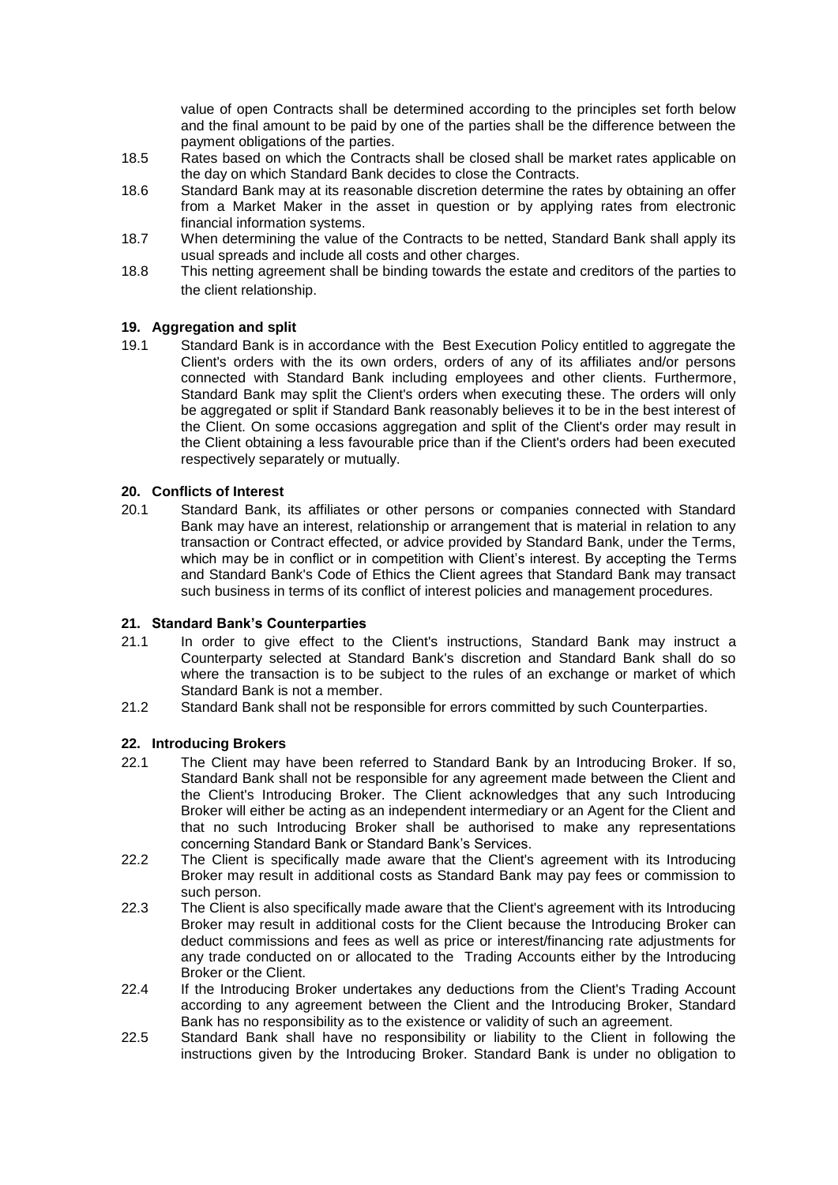value of open Contracts shall be determined according to the principles set forth below and the final amount to be paid by one of the parties shall be the difference between the payment obligations of the parties.

18.5 Rates based on which the Contracts shall be closed shall be market rates applicable on the day on which Standard Bank decides to close the Contracts.

18.6 Standard Bank may at its reasonable discretion determine the rates by obtaining an offer from a Market Maker in the asset in question or by applying rates from electronic financial information systems.

18.7 When determining the value of the Contracts to be netted, Standard Bank shall apply its usual spreads and include all costs and other charges.

18.8 This netting agreement shall be binding towards the estate and creditors of the parties to the client relationship.

## 19. Aggregation and split

19.1 Standard Bank is in accordance with the Best Execution Policy entitled to aggregate the Client's orders with the its own orders, orders of any of its affiliates and/or persons connected with Standard Bank including employees and other clients. Furthermore, Standard Bank may split the Client's orders when executing these. The orders will only be aggregated or split if Standard Bank reasonably believes it to be in the best interest of the Client. On some occasions aggregation and split of the Client's order may result in the Client obtaining a less favourable price than if the Client's orders had been executed respectively separately or mutually.

## 20. Conflicts of Interest

20.1 Standard Bank, its affiliates or other persons or companies connected with Standard Bank may have an interest, relationship or arrangement that is material in relation to any transaction or Contract effected, or advice provided by Standard Bank, under the Terms, which may be in conflict or in competition with Client's interest. By accepting the Terms and Standard Bank's Code of Ethics the Client agrees that Standard Bank may transact such business in terms of its conflict of interest policies and management procedures.

## 21. Standard Bank's Counterparties

21.1 In order to give effect to the Client's instructions, Standard Bank may instruct a Counterparty selected at Standard Bank's discretion and Standard Bank shall do so where the transaction is to be subject to the rules of an exchange or market of which Standard Bank is not a member.

21.2 Standard Bank shall not be responsible for errors committed by such Counterparties.

## 22. Introducing Brokers

22.1 The Client may have been referred to Standard Bank by an Introducing Broker. If so, Standard Bank shall not be responsible for any agreement made between the Client and the Client's Introducing Broker. The Client acknowledges that any such Introducing Broker will either be acting as an independent intermediary or an Agent for the Client and that no such Introducing Broker shall be authorised to make any representations concerning Standard Bank or Standard Bank's Services.

22.2 The Client is specifically made aware that the Client's agreement with its Introducing Broker may result in additional costs as Standard Bank may pay fees or commission to such person.

22.3 The Client is also specifically made aware that the Client's agreement with its Introducing Broker may result in additional costs for the Client because the Introducing Broker can deduct commissions and fees as well as price or interest/financing rate adjustments for any trade conducted on or allocated to the Trading Accounts either by the Introducing Broker or the Client.

22.4 If the Introducing Broker undertakes any deductions from the Client's Trading Account according to any agreement between the Client and the Introducing Broker, Standard Bank has no responsibility as to the existence or validity of such an agreement.

22.5 Standard Bank shall have no responsibility or liability to the Client in following the instructions given by the Introducing Broker. Standard Bank is under no obligation to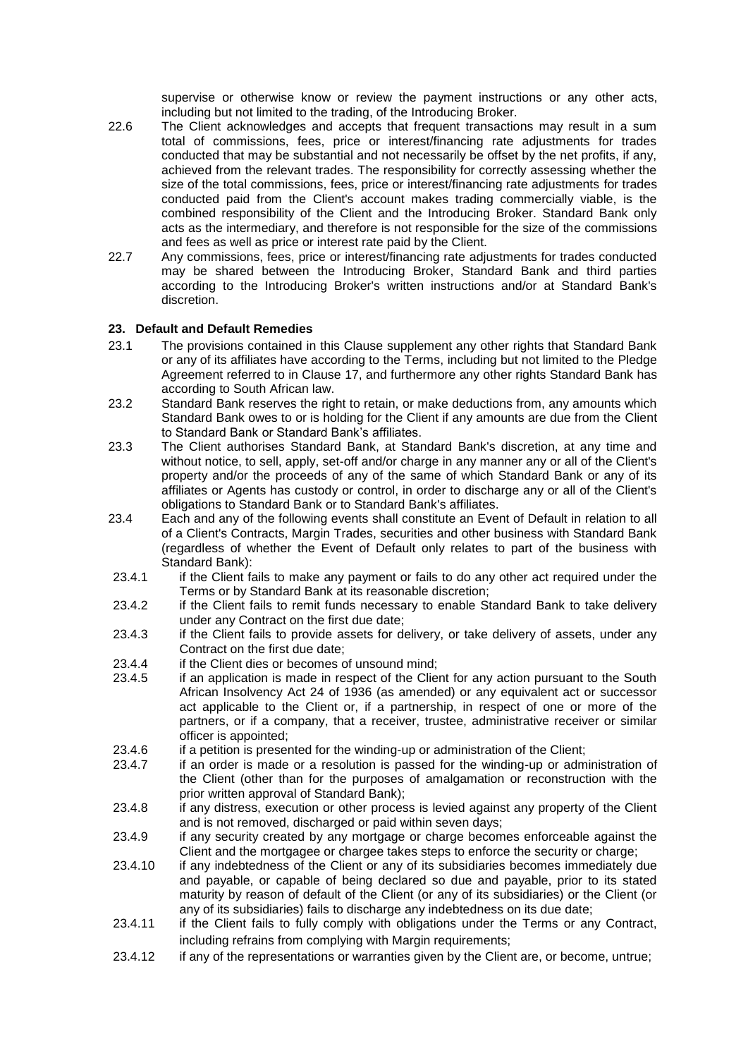supervise or otherwise know or review the payment instructions or any other acts, including but not limited to the trading, of the Introducing Broker.

22.6 The Client acknowledges and accepts that frequent transactions may result in a sum total of commissions, fees, price or interest/financing rate adjustments for trades conducted that may be substantial and not necessarily be offset by the net profits, if any, achieved from the relevant trades. The responsibility for correctly assessing whether the size of the total commissions, fees, price or interest/financing rate adjustments for trades conducted paid from the Client's account makes trading commercially viable, is the combined responsibility of the Client and the Introducing Broker. Standard Bank only acts as the intermediary, and therefore is not responsible for the size of the commissions and fees as well as price or interest rate paid by the Client.

22.7 Any commissions, fees, price or interest/financing rate adjustments for trades conducted may be shared between the Introducing Broker, Standard Bank and third parties according to the Introducing Broker's written instructions and/or at Standard Bank's discretion.

### 23. Default and Default Remedies

23.1 The provisions contained in this Clause supplement any other rights that Standard Bank or any of its affiliates have according to the Terms, including but not limited to the Pledge Agreement referred to in Clause 17, and furthermore any other rights Standard Bank has according to South African law.

23.2 Standard Bank reserves the right to retain, or make deductions from, any amounts which Standard Bank owes to or is holding for the Client if any amounts are due from the Client to Standard Bank or Standard Bank's affiliates.

23.3 The Client authorises Standard Bank, at Standard Bank's discretion, at any time and without notice, to sell, apply, set-off and/or charge in any manner any or all of the Client's property and/or the proceeds of any of the same of which Standard Bank or any of its affiliates or Agents has custody or control, in order to discharge any or all of the Client's obligations to Standard Bank or to Standard Bank's affiliates.

23.4 Each and any of the following events shall constitute an Event of Default in relation to all of a Client's Contracts, Margin Trades, securities and other business with Standard Bank (regardless of whether the Event of Default only relates to part of the business with Standard Bank):

23.4.1 if the Client fails to make any payment or fails to do any other act required under the Terms or by Standard Bank at its reasonable discretion;

23.4.2 if the Client fails to remit funds necessary to enable Standard Bank to take delivery under any Contract on the first due date;

23.4.3 if the Client fails to provide assets for delivery, or take delivery of assets, under any Contract on the first due date;

23.4.4 if the Client dies or becomes of unsound mind;

23.4.5 if an application is made in respect of the Client for any action pursuant to the South African Insolvency Act 24 of 1936 (as amended) or any equivalent act or successor act applicable to the Client or, if a partnership, in respect of one or more of the partners, or if a company, that a receiver, trustee, administrative receiver or similar officer is appointed;

23.4.6 if a petition is presented for the winding-up or administration of the Client;

23.4.7 if an order is made or a resolution is passed for the winding-up or administration of the Client (other than for the purposes of amalgamation or reconstruction with the prior written approval of Standard Bank);

23.4.8 if any distress, execution or other process is levied against any property of the Client and is not removed, discharged or paid within seven days;

23.4.9 if any security created by any mortgage or charge becomes enforceable against the Client and the mortgagee or chargee takes steps to enforce the security or charge;

23.4.10 if any indebtedness of the Client or any of its subsidiaries becomes immediately due and payable, or capable of being declared so due and payable, prior to its stated maturity by reason of default of the Client (or any of its subsidiaries) or the Client (or any of its subsidiaries) fails to discharge any indebtedness on its due date;

23.4.11 if the Client fails to fully comply with obligations under the Terms or any Contract, including refrains from complying with Margin requirements;

23.4.12 if any of the representations or warranties given by the Client are, or become, untrue;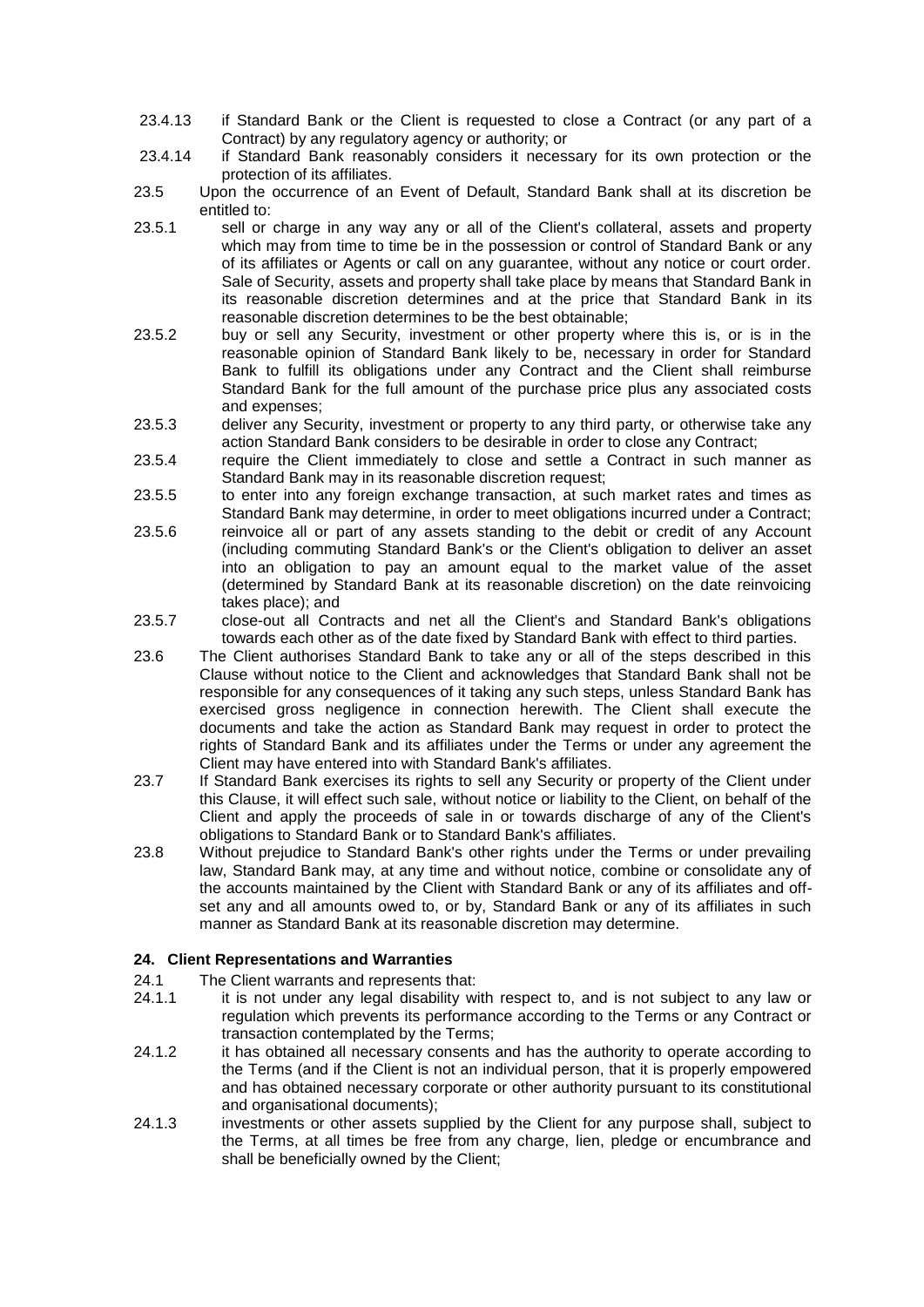23.4.13 if Standard Bank or the Client is requested to close a Contract (or any part of a Contract) by any regulatory agency or authority; or

23.4.14 if Standard Bank reasonably considers it necessary for its own protection or the protection of its affiliates.

23.5 Upon the occurrence of an Event of Default, Standard Bank shall at its discretion be entitled to:

23.5.1 sell or charge in any way any or all of the Client's collateral, assets and property which may from time to time be in the possession or control of Standard Bank or any of its affiliates or Agents or call on any guarantee, without any notice or court order. Sale of Security, assets and property shall take place by means that Standard Bank in its reasonable discretion determines and at the price that Standard Bank in its reasonable discretion determines to be the best obtainable;

23.5.2 buy or sell any Security, investment or other property where this is, or is in the reasonable opinion of Standard Bank likely to be, necessary in order for Standard Bank to fulfill its obligations under any Contract and the Client shall reimburse Standard Bank for the full amount of the purchase price plus any associated costs and expenses;

23.5.3 deliver any Security, investment or property to any third party, or otherwise take any action Standard Bank considers to be desirable in order to close any Contract;

23.5.4 require the Client immediately to close and settle a Contract in such manner as Standard Bank may in its reasonable discretion request;

23.5.5 to enter into any foreign exchange transaction, at such market rates and times as Standard Bank may determine, in order to meet obligations incurred under a Contract;

23.5.6 reinvoice all or part of any assets standing to the debit or credit of any Account (including commuting Standard Bank's or the Client's obligation to deliver an asset into an obligation to pay an amount equal to the market value of the asset (determined by Standard Bank at its reasonable discretion) on the date reinvoicing takes place); and

23.5.7 close-out all Contracts and net all the Client's and Standard Bank's obligations towards each other as of the date fixed by Standard Bank with effect to third parties.

23.6 The Client authorises Standard Bank to take any or all of the steps described in this Clause without notice to the Client and acknowledges that Standard Bank shall not be responsible for any consequences of it taking any such steps, unless Standard Bank has exercised gross negligence in connection herewith. The Client shall execute the documents and take the action as Standard Bank may request in order to protect the rights of Standard Bank and its affiliates under the Terms or under any agreement the Client may have entered into with Standard Bank's affiliates.

23.7 If Standard Bank exercises its rights to sell any Security or property of the Client under this Clause, it will effect such sale, without notice or liability to the Client, on behalf of the Client and apply the proceeds of sale in or towards discharge of any of the Client's obligations to Standard Bank or to Standard Bank's affiliates.

23.8 Without prejudice to Standard Bank's other rights under the Terms or under prevailing law, Standard Bank may, at any time and without notice, combine or consolidate any of the accounts maintained by the Client with Standard Bank or any of its affiliates and off-set any and all amounts owed to, or by, Standard Bank or any of its affiliates in such manner as Standard Bank at its reasonable discretion may determine.

## 24. Client Representations and Warranties

24.1 The Client warrants and represents that:

24.1.1 it is not under any legal disability with respect to, and is not subject to any law or regulation which prevents its performance according to the Terms or any Contract or transaction contemplated by the Terms;

24.1.2 it has obtained all necessary consents and has the authority to operate according to the Terms (and if the Client is not an individual person, that it is properly empowered and has obtained necessary corporate or other authority pursuant to its constitutional and organisational documents);

24.1.3 investments or other assets supplied by the Client for any purpose shall, subject to the Terms, at all times be free from any charge, lien, pledge or encumbrance and shall be beneficially owned by the Client;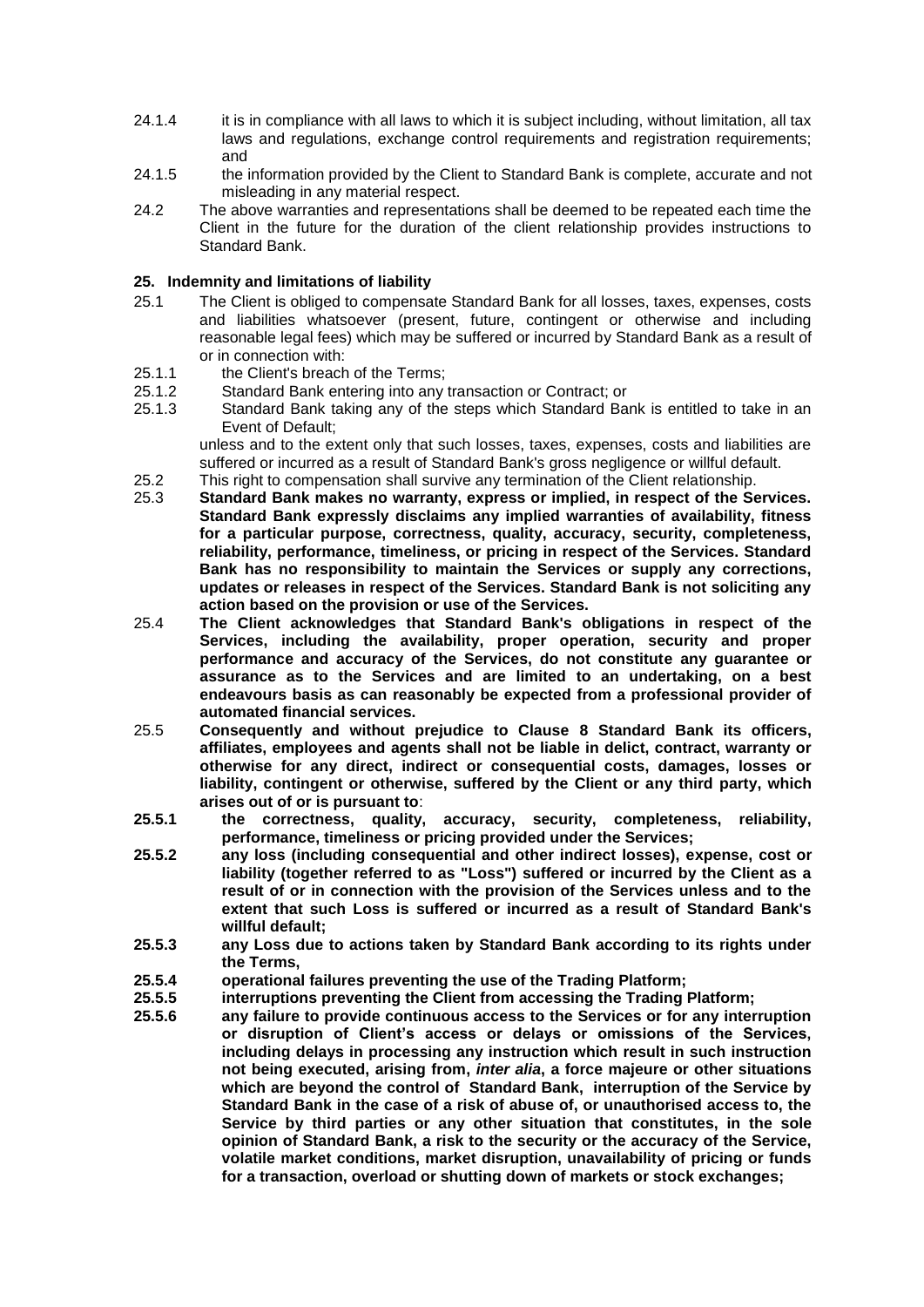24.1.4 it is in compliance with all laws to which it is subject including, without limitation, all tax laws and regulations, exchange control requirements and registration requirements; and

24.1.5 the information provided by the Client to Standard Bank is complete, accurate and not misleading in any material respect.

24.2 The above warranties and representations shall be deemed to be repeated each time the Client in the future for the duration of the client relationship provides instructions to Standard Bank.

## 25. Indemnity and limitations of liability

25.1 The Client is obliged to compensate Standard Bank for all losses, taxes, expenses, costs and liabilities whatsoever (present, future, contingent or otherwise and including reasonable legal fees) which may be suffered or incurred by Standard Bank as a result of or in connection with:

25.1.1 the Client's breach of the Terms;

25.1.2 Standard Bank entering into any transaction or Contract; or

25.1.3 Standard Bank taking any of the steps which Standard Bank is entitled to take in an Event of Default;

unless and to the extent only that such losses, taxes, expenses, costs and liabilities are suffered or incurred as a result of Standard Bank's gross negligence or willful default.

25.2 This right to compensation shall survive any termination of the Client relationship.

25.3 **Standard Bank makes no warranty, express or implied, in respect of the Services. Standard Bank expressly disclaims any implied warranties of availability, fitness for a particular purpose, correctness, quality, accuracy, security, completeness, reliability, performance, timeliness, or pricing in respect of the Services. Standard Bank has no responsibility to maintain the Services or supply any corrections, updates or releases in respect of the Services. Standard Bank is not soliciting any action based on the provision or use of the Services.**

25.4 **The Client acknowledges that Standard Bank's obligations in respect of the Services, including the availability, proper operation, security and proper performance and accuracy of the Services, do not constitute any guarantee or assurance as to the Services and are limited to an undertaking, on a best endeavours basis as can reasonably be expected from a professional provider of automated financial services.**

25.5 **Consequently and without prejudice to Clause 8 Standard Bank its officers, affiliates, employees and agents shall not be liable in delict, contract, warranty or otherwise for any direct, indirect or consequential costs, damages, losses or liability, contingent or otherwise, suffered by the Client or any third party, which arises out of or is pursuant to**:

**25.5.1 the correctness, quality, accuracy, security, completeness, reliability, performance, timeliness or pricing provided under the Services;**

**25.5.2 any loss (including consequential and other indirect losses), expense, cost or liability (together referred to as "Loss") suffered or incurred by the Client as a result of or in connection with the provision of the Services unless and to the extent that such Loss is suffered or incurred as a result of Standard Bank's willful default;**

**25.5.3 any Loss due to actions taken by Standard Bank according to its rights under the Terms,**

**25.5.4 operational failures preventing the use of the Trading Platform;**

**25.5.5 interruptions preventing the Client from accessing the Trading Platform;**

**25.5.6 any failure to provide continuous access to the Services or for any interruption or disruption of Client's access or delays or omissions of the Services, including delays in processing any instruction which result in such instruction not being executed, arising from, *inter alia*, a force majeure or other situations which are beyond the control of Standard Bank, interruption of the Service by Standard Bank in the case of a risk of abuse of, or unauthorised access to, the Service by third parties or any other situation that constitutes, in the sole opinion of Standard Bank, a risk to the security or the accuracy of the Service, volatile market conditions, market disruption, unavailability of pricing or funds for a transaction, overload or shutting down of markets or stock exchanges;**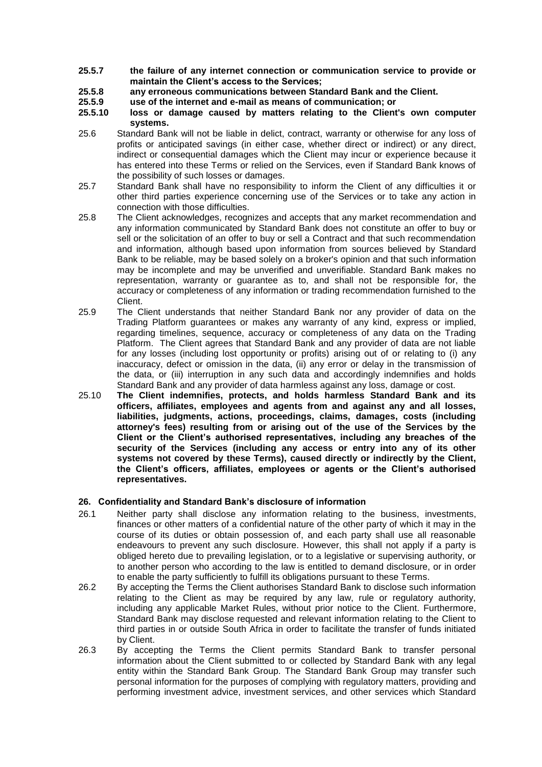**25.5.7 the failure of any internet connection or communication service to provide or maintain the Client's access to the Services;**

**25.5.8 any erroneous communications between Standard Bank and the Client.**

**25.5.9 use of the internet and e-mail as means of communication; or**

**25.5.10 loss or damage caused by matters relating to the Client's own computer systems.**

25.6 Standard Bank will not be liable in delict, contract, warranty or otherwise for any loss of profits or anticipated savings (in either case, whether direct or indirect) or any direct, indirect or consequential damages which the Client may incur or experience because it has entered into these Terms or relied on the Services, even if Standard Bank knows of the possibility of such losses or damages.

25.7 Standard Bank shall have no responsibility to inform the Client of any difficulties it or other third parties experience concerning use of the Services or to take any action in connection with those difficulties.

25.8 The Client acknowledges, recognizes and accepts that any market recommendation and any information communicated by Standard Bank does not constitute an offer to buy or sell or the solicitation of an offer to buy or sell a Contract and that such recommendation and information, although based upon information from sources believed by Standard Bank to be reliable, may be based solely on a broker's opinion and that such information may be incomplete and may be unverified and unverifiable. Standard Bank makes no representation, warranty or guarantee as to, and shall not be responsible for, the accuracy or completeness of any information or trading recommendation furnished to the Client.

25.9 The Client understands that neither Standard Bank nor any provider of data on the Trading Platform guarantees or makes any warranty of any kind, express or implied, regarding timelines, sequence, accuracy or completeness of any data on the Trading Platform. The Client agrees that Standard Bank and any provider of data are not liable for any losses (including lost opportunity or profits) arising out of or relating to (i) any inaccuracy, defect or omission in the data, (ii) any error or delay in the transmission of the data, or (iii) interruption in any such data and accordingly indemnifies and holds Standard Bank and any provider of data harmless against any loss, damage or cost.

25.10 **The Client indemnifies, protects, and holds harmless Standard Bank and its officers, affiliates, employees and agents from and against any and all losses, liabilities, judgments, actions, proceedings, claims, damages, costs (including attorney's fees) resulting from or arising out of the use of the Services by the Client or the Client's authorised representatives, including any breaches of the security of the Services (including any access or entry into any of its other systems not covered by these Terms), caused directly or indirectly by the Client, the Client's officers, affiliates, employees or agents or the Client's authorised representatives.**

## 26. Confidentiality and Standard Bank's disclosure of information

26.1 Neither party shall disclose any information relating to the business, investments, finances or other matters of a confidential nature of the other party of which it may in the course of its duties or obtain possession of, and each party shall use all reasonable endeavours to prevent any such disclosure. However, this shall not apply if a party is obliged hereto due to prevailing legislation, or to a legislative or supervising authority, or to another person who according to the law is entitled to demand disclosure, or in order to enable the party sufficiently to fulfill its obligations pursuant to these Terms.

26.2 By accepting the Terms the Client authorises Standard Bank to disclose such information relating to the Client as may be required by any law, rule or regulatory authority, including any applicable Market Rules, without prior notice to the Client. Furthermore, Standard Bank may disclose requested and relevant information relating to the Client to third parties in or outside South Africa in order to facilitate the transfer of funds initiated by Client.

26.3 By accepting the Terms the Client permits Standard Bank to transfer personal information about the Client submitted to or collected by Standard Bank with any legal entity within the Standard Bank Group. The Standard Bank Group may transfer such personal information for the purposes of complying with regulatory matters, providing and performing investment advice, investment services, and other services which Standard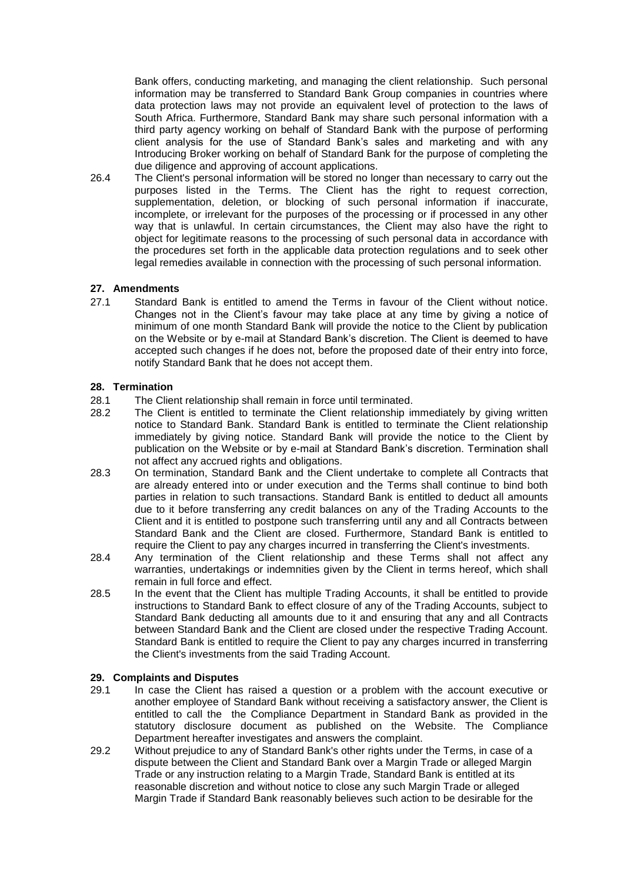Bank offers, conducting marketing, and managing the client relationship. Such personal information may be transferred to Standard Bank Group companies in countries where data protection laws may not provide an equivalent level of protection to the laws of South Africa. Furthermore, Standard Bank may share such personal information with a third party agency working on behalf of Standard Bank with the purpose of performing client analysis for the use of Standard Bank's sales and marketing and with any Introducing Broker working on behalf of Standard Bank for the purpose of completing the due diligence and approving of account applications.

26.4 The Client's personal information will be stored no longer than necessary to carry out the purposes listed in the Terms. The Client has the right to request correction, supplementation, deletion, or blocking of such personal information if inaccurate, incomplete, or irrelevant for the purposes of the processing or if processed in any other way that is unlawful. In certain circumstances, the Client may also have the right to object for legitimate reasons to the processing of such personal data in accordance with the procedures set forth in the applicable data protection regulations and to seek other legal remedies available in connection with the processing of such personal information.

## 27. Amendments

27.1 Standard Bank is entitled to amend the Terms in favour of the Client without notice. Changes not in the Client's favour may take place at any time by giving a notice of minimum of one month Standard Bank will provide the notice to the Client by publication on the Website or by e-mail at Standard Bank's discretion. The Client is deemed to have accepted such changes if he does not, before the proposed date of their entry into force, notify Standard Bank that he does not accept them.

## 28. Termination

28.1 The Client relationship shall remain in force until terminated.

28.2 The Client is entitled to terminate the Client relationship immediately by giving written notice to Standard Bank. Standard Bank is entitled to terminate the Client relationship immediately by giving notice. Standard Bank will provide the notice to the Client by publication on the Website or by e-mail at Standard Bank's discretion. Termination shall not affect any accrued rights and obligations.

28.3 On termination, Standard Bank and the Client undertake to complete all Contracts that are already entered into or under execution and the Terms shall continue to bind both parties in relation to such transactions. Standard Bank is entitled to deduct all amounts due to it before transferring any credit balances on any of the Trading Accounts to the Client and it is entitled to postpone such transferring until any and all Contracts between Standard Bank and the Client are closed. Furthermore, Standard Bank is entitled to require the Client to pay any charges incurred in transferring the Client's investments.

28.4 Any termination of the Client relationship and these Terms shall not affect any warranties, undertakings or indemnities given by the Client in terms hereof, which shall remain in full force and effect.

28.5 In the event that the Client has multiple Trading Accounts, it shall be entitled to provide instructions to Standard Bank to effect closure of any of the Trading Accounts, subject to Standard Bank deducting all amounts due to it and ensuring that any and all Contracts between Standard Bank and the Client are closed under the respective Trading Account. Standard Bank is entitled to require the Client to pay any charges incurred in transferring the Client's investments from the said Trading Account.

## 29. Complaints and Disputes

29.1 In case the Client has raised a question or a problem with the account executive or another employee of Standard Bank without receiving a satisfactory answer, the Client is entitled to call the the Compliance Department in Standard Bank as provided in the statutory disclosure document as published on the Website. The Compliance Department hereafter investigates and answers the complaint.

29.2 Without prejudice to any of Standard Bank's other rights under the Terms, in case of a dispute between the Client and Standard Bank over a Margin Trade or alleged Margin Trade or any instruction relating to a Margin Trade, Standard Bank is entitled at its reasonable discretion and without notice to close any such Margin Trade or alleged Margin Trade if Standard Bank reasonably believes such action to be desirable for the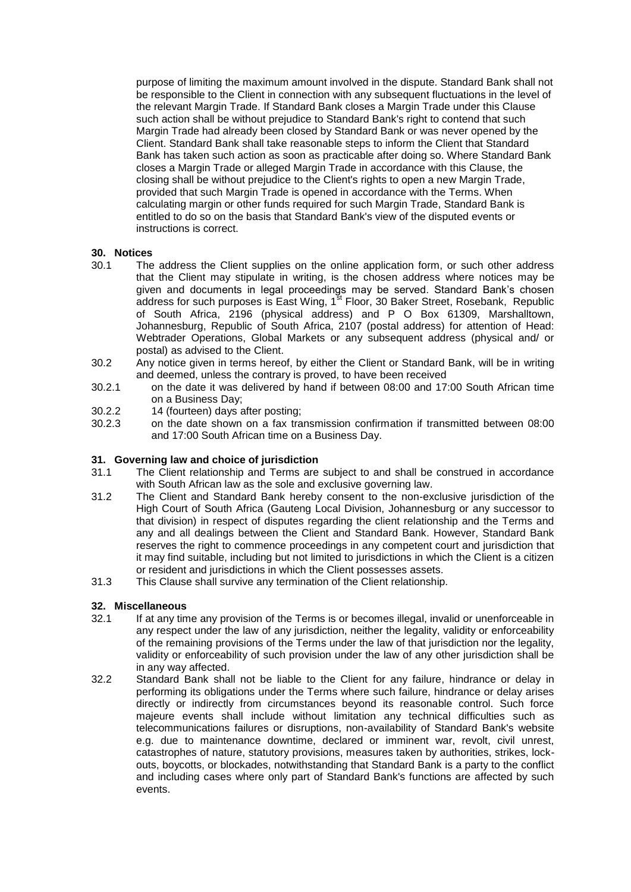purpose of limiting the maximum amount involved in the dispute. Standard Bank shall not be responsible to the Client in connection with any subsequent fluctuations in the level of the relevant Margin Trade. If Standard Bank closes a Margin Trade under this Clause such action shall be without prejudice to Standard Bank's right to contend that such Margin Trade had already been closed by Standard Bank or was never opened by the Client. Standard Bank shall take reasonable steps to inform the Client that Standard Bank has taken such action as soon as practicable after doing so. Where Standard Bank closes a Margin Trade or alleged Margin Trade in accordance with this Clause, the closing shall be without prejudice to the Client's rights to open a new Margin Trade, provided that such Margin Trade is opened in accordance with the Terms. When calculating margin or other funds required for such Margin Trade, Standard Bank is entitled to do so on the basis that Standard Bank's view of the disputed events or instructions is correct.

## 30. Notices

30.1 The address the Client supplies on the online application form, or such other address that the Client may stipulate in writing, is the chosen address where notices may be given and documents in legal proceedings may be served. Standard Bank's chosen address for such purposes is East Wing, 1st Floor, 30 Baker Street, Rosebank, Republic of South Africa, 2196 (physical address) and P O Box 61309, Marshalltown, Johannesburg, Republic of South Africa, 2107 (postal address) for attention of Head: Webtrader Operations, Global Markets or any subsequent address (physical and/ or postal) as advised to the Client.

30.2 Any notice given in terms hereof, by either the Client or Standard Bank, will be in writing and deemed, unless the contrary is proved, to have been received

30.2.1 on the date it was delivered by hand if between 08:00 and 17:00 South African time on a Business Day;

30.2.2 14 (fourteen) days after posting;

30.2.3 on the date shown on a fax transmission confirmation if transmitted between 08:00 and 17:00 South African time on a Business Day.

## 31. Governing law and choice of jurisdiction

31.1 The Client relationship and Terms are subject to and shall be construed in accordance with South African law as the sole and exclusive governing law.

31.2 The Client and Standard Bank hereby consent to the non-exclusive jurisdiction of the High Court of South Africa (Gauteng Local Division, Johannesburg or any successor to that division) in respect of disputes regarding the client relationship and the Terms and any and all dealings between the Client and Standard Bank. However, Standard Bank reserves the right to commence proceedings in any competent court and jurisdiction that it may find suitable, including but not limited to jurisdictions in which the Client is a citizen or resident and jurisdictions in which the Client possesses assets.

31.3 This Clause shall survive any termination of the Client relationship.

## 32. Miscellaneous

32.1 If at any time any provision of the Terms is or becomes illegal, invalid or unenforceable in any respect under the law of any jurisdiction, neither the legality, validity or enforceability of the remaining provisions of the Terms under the law of that jurisdiction nor the legality, validity or enforceability of such provision under the law of any other jurisdiction shall be in any way affected.

32.2 Standard Bank shall not be liable to the Client for any failure, hindrance or delay in performing its obligations under the Terms where such failure, hindrance or delay arises directly or indirectly from circumstances beyond its reasonable control. Such force majeure events shall include without limitation any technical difficulties such as telecommunications failures or disruptions, non-availability of Standard Bank's website e.g. due to maintenance downtime, declared or imminent war, revolt, civil unrest, catastrophes of nature, statutory provisions, measures taken by authorities, strikes, lock-outs, boycotts, or blockades, notwithstanding that Standard Bank is a party to the conflict and including cases where only part of Standard Bank's functions are affected by such events.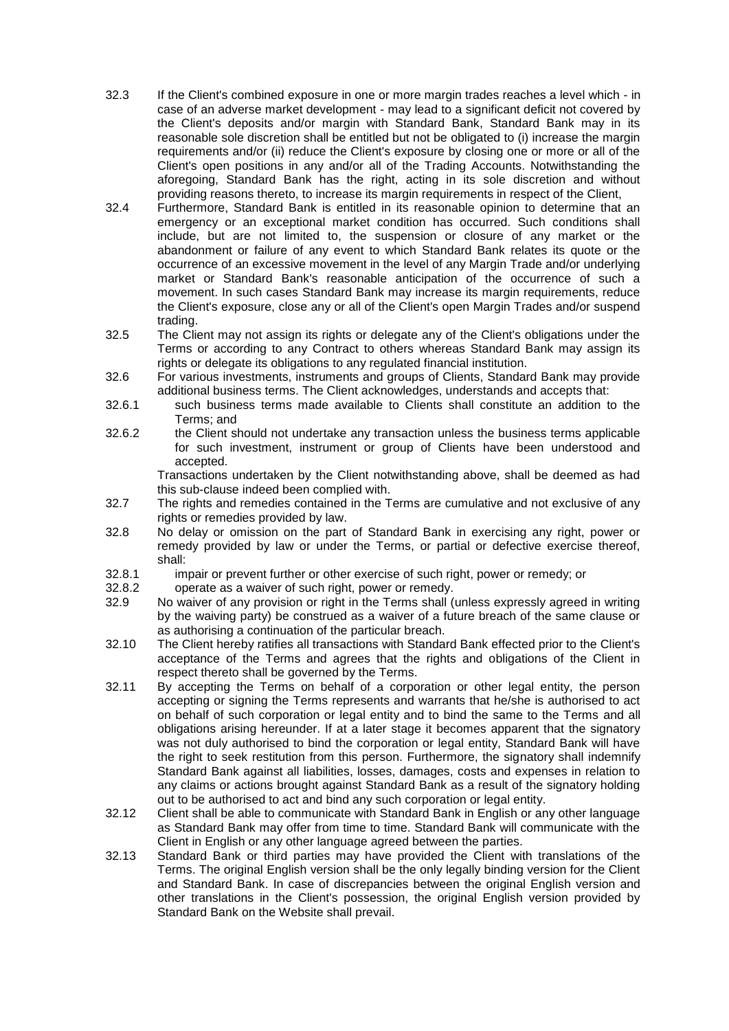32.3 If the Client's combined exposure in one or more margin trades reaches a level which - in case of an adverse market development - may lead to a significant deficit not covered by the Client's deposits and/or margin with Standard Bank, Standard Bank may in its reasonable sole discretion shall be entitled but not be obligated to (i) increase the margin requirements and/or (ii) reduce the Client's exposure by closing one or more or all of the Client's open positions in any and/or all of the Trading Accounts. Notwithstanding the aforegoing, Standard Bank has the right, acting in its sole discretion and without providing reasons thereto, to increase its margin requirements in respect of the Client,

32.4 Furthermore, Standard Bank is entitled in its reasonable opinion to determine that an emergency or an exceptional market condition has occurred. Such conditions shall include, but are not limited to, the suspension or closure of any market or the abandonment or failure of any event to which Standard Bank relates its quote or the occurrence of an excessive movement in the level of any Margin Trade and/or underlying market or Standard Bank's reasonable anticipation of the occurrence of such a movement. In such cases Standard Bank may increase its margin requirements, reduce the Client's exposure, close any or all of the Client's open Margin Trades and/or suspend trading.

32.5 The Client may not assign its rights or delegate any of the Client's obligations under the Terms or according to any Contract to others whereas Standard Bank may assign its rights or delegate its obligations to any regulated financial institution.

32.6 For various investments, instruments and groups of Clients, Standard Bank may provide additional business terms. The Client acknowledges, understands and accepts that:

32.6.1 such business terms made available to Clients shall constitute an addition to the Terms; and

32.6.2 the Client should not undertake any transaction unless the business terms applicable for such investment, instrument or group of Clients have been understood and accepted.

Transactions undertaken by the Client notwithstanding above, shall be deemed as had this sub-clause indeed been complied with.

32.7 The rights and remedies contained in the Terms are cumulative and not exclusive of any rights or remedies provided by law.

32.8 No delay or omission on the part of Standard Bank in exercising any right, power or remedy provided by law or under the Terms, or partial or defective exercise thereof, shall:

32.8.1 impair or prevent further or other exercise of such right, power or remedy; or

32.8.2 operate as a waiver of such right, power or remedy.

32.9 No waiver of any provision or right in the Terms shall (unless expressly agreed in writing by the waiving party) be construed as a waiver of a future breach of the same clause or as authorising a continuation of the particular breach.

32.10 The Client hereby ratifies all transactions with Standard Bank effected prior to the Client's acceptance of the Terms and agrees that the rights and obligations of the Client in respect thereto shall be governed by the Terms.

32.11 By accepting the Terms on behalf of a corporation or other legal entity, the person accepting or signing the Terms represents and warrants that he/she is authorised to act on behalf of such corporation or legal entity and to bind the same to the Terms and all obligations arising hereunder. If at a later stage it becomes apparent that the signatory was not duly authorised to bind the corporation or legal entity, Standard Bank will have the right to seek restitution from this person. Furthermore, the signatory shall indemnify Standard Bank against all liabilities, losses, damages, costs and expenses in relation to any claims or actions brought against Standard Bank as a result of the signatory holding out to be authorised to act and bind any such corporation or legal entity.

32.12 Client shall be able to communicate with Standard Bank in English or any other language as Standard Bank may offer from time to time. Standard Bank will communicate with the Client in English or any other language agreed between the parties.

32.13 Standard Bank or third parties may have provided the Client with translations of the Terms. The original English version shall be the only legally binding version for the Client and Standard Bank. In case of discrepancies between the original English version and other translations in the Client's possession, the original English version provided by Standard Bank on the Website shall prevail.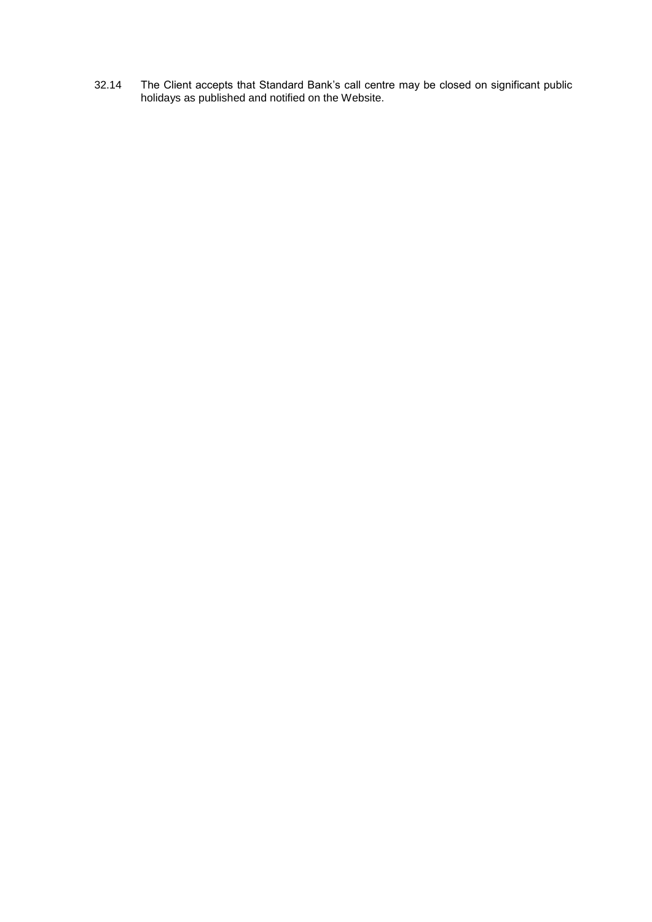32.14 The Client accepts that Standard Bank's call centre may be closed on significant public holidays as published and notified on the Website.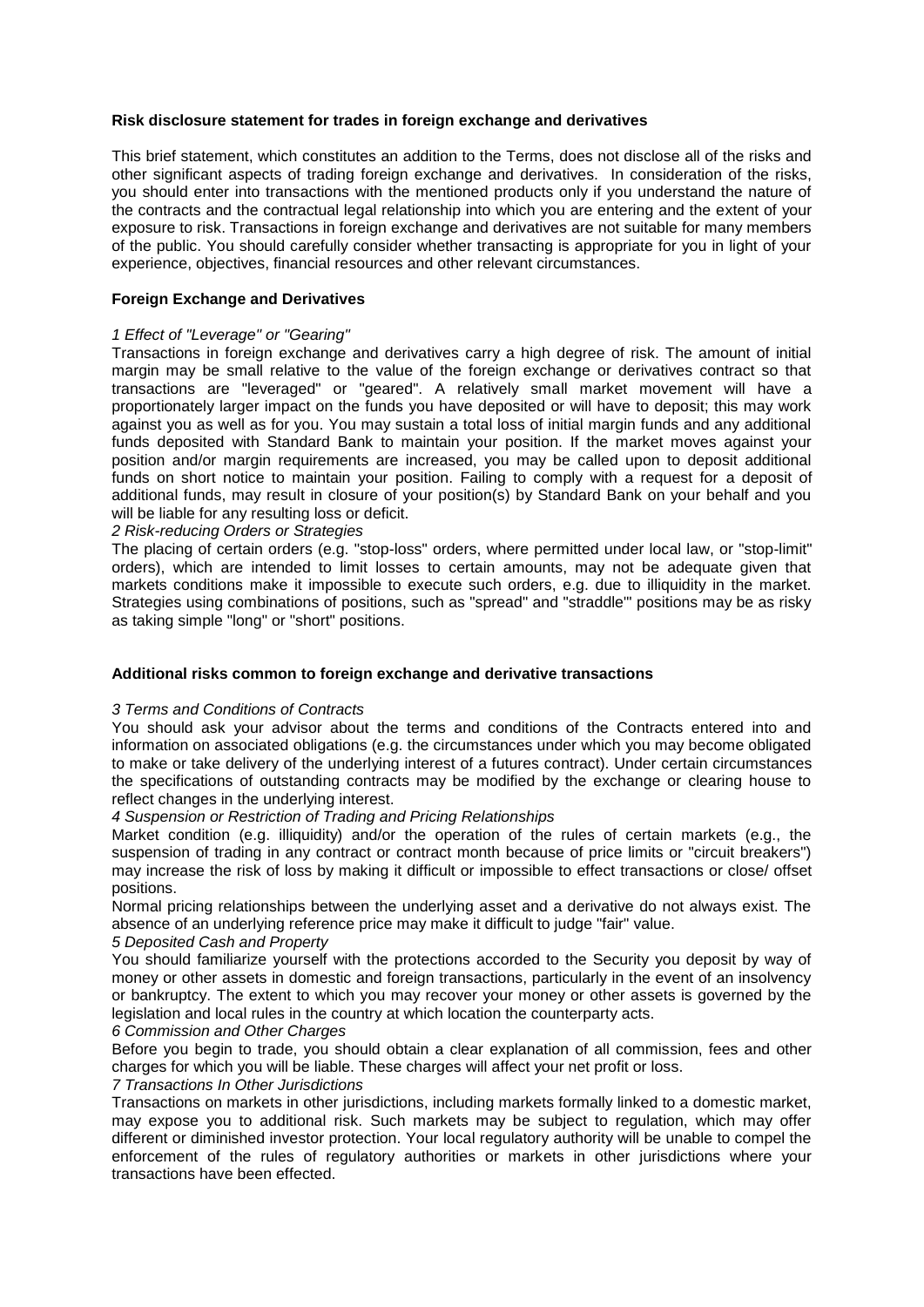**Risk disclosure statement for trades in foreign exchange and derivatives**

This brief statement, which constitutes an addition to the Terms, does not disclose all of the risks and other significant aspects of trading foreign exchange and derivatives. In consideration of the risks, you should enter into transactions with the mentioned products only if you understand the nature of the contracts and the contractual legal relationship into which you are entering and the extent of your exposure to risk. Transactions in foreign exchange and derivatives are not suitable for many members of the public. You should carefully consider whether transacting is appropriate for you in light of your experience, objectives, financial resources and other relevant circumstances.

**Foreign Exchange and Derivatives**

*1 Effect of "Leverage" or "Gearing"*

Transactions in foreign exchange and derivatives carry a high degree of risk. The amount of initial margin may be small relative to the value of the foreign exchange or derivatives contract so that transactions are "leveraged" or "geared". A relatively small market movement will have a proportionately larger impact on the funds you have deposited or will have to deposit; this may work against you as well as for you. You may sustain a total loss of initial margin funds and any additional funds deposited with Standard Bank to maintain your position. If the market moves against your position and/or margin requirements are increased, you may be called upon to deposit additional funds on short notice to maintain your position. Failing to comply with a request for a deposit of additional funds, may result in closure of your position(s) by Standard Bank on your behalf and you will be liable for any resulting loss or deficit.

*2 Risk-reducing Orders or Strategies*

The placing of certain orders (e.g. "stop-loss" orders, where permitted under local law, or "stop-limit" orders), which are intended to limit losses to certain amounts, may not be adequate given that markets conditions make it impossible to execute such orders, e.g. due to illiquidity in the market. Strategies using combinations of positions, such as "spread" and "straddle"' positions may be as risky as taking simple "long" or "short" positions.

**Additional risks common to foreign exchange and derivative transactions**

*3 Terms and Conditions of Contracts*

You should ask your advisor about the terms and conditions of the Contracts entered into and information on associated obligations (e.g. the circumstances under which you may become obligated to make or take delivery of the underlying interest of a futures contract). Under certain circumstances the specifications of outstanding contracts may be modified by the exchange or clearing house to reflect changes in the underlying interest.

*4 Suspension or Restriction of Trading and Pricing Relationships*

Market condition (e.g. illiquidity) and/or the operation of the rules of certain markets (e.g., the suspension of trading in any contract or contract month because of price limits or "circuit breakers") may increase the risk of loss by making it difficult or impossible to effect transactions or close/ offset positions.

Normal pricing relationships between the underlying asset and a derivative do not always exist. The absence of an underlying reference price may make it difficult to judge "fair" value.

*5 Deposited Cash and Property*

You should familiarize yourself with the protections accorded to the Security you deposit by way of money or other assets in domestic and foreign transactions, particularly in the event of an insolvency or bankruptcy. The extent to which you may recover your money or other assets is governed by the legislation and local rules in the country at which location the counterparty acts.

*6 Commission and Other Charges*

Before you begin to trade, you should obtain a clear explanation of all commission, fees and other charges for which you will be liable. These charges will affect your net profit or loss.

*7 Transactions In Other Jurisdictions*

Transactions on markets in other jurisdictions, including markets formally linked to a domestic market, may expose you to additional risk. Such markets may be subject to regulation, which may offer different or diminished investor protection. Your local regulatory authority will be unable to compel the enforcement of the rules of regulatory authorities or markets in other jurisdictions where your transactions have been effected.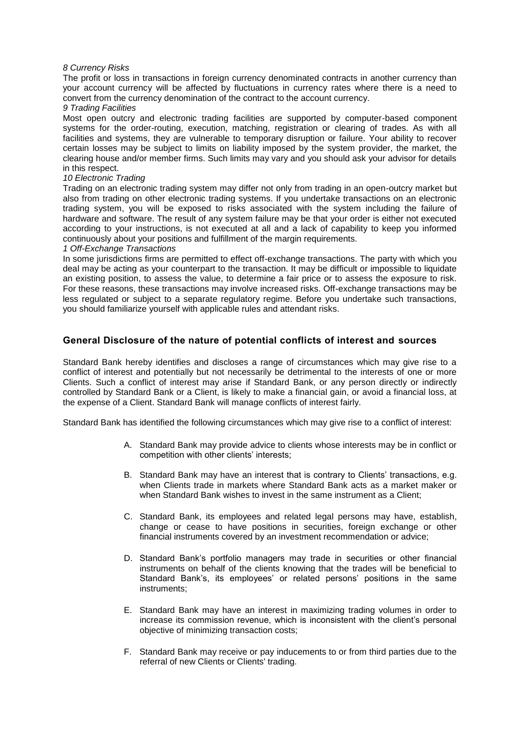*8 Currency Risks*

The profit or loss in transactions in foreign currency denominated contracts in another currency than your account currency will be affected by fluctuations in currency rates where there is a need to convert from the currency denomination of the contract to the account currency.

*9 Trading Facilities*

Most open outcry and electronic trading facilities are supported by computer-based component systems for the order-routing, execution, matching, registration or clearing of trades. As with all facilities and systems, they are vulnerable to temporary disruption or failure. Your ability to recover certain losses may be subject to limits on liability imposed by the system provider, the market, the clearing house and/or member firms. Such limits may vary and you should ask your advisor for details in this respect.

*10 Electronic Trading*

Trading on an electronic trading system may differ not only from trading in an open-outcry market but also from trading on other electronic trading systems. If you undertake transactions on an electronic trading system, you will be exposed to risks associated with the system including the failure of hardware and software. The result of any system failure may be that your order is either not executed according to your instructions, is not executed at all and a lack of capability to keep you informed continuously about your positions and fulfillment of the margin requirements.

*1 Off-Exchange Transactions*

In some jurisdictions firms are permitted to effect off-exchange transactions. The party with which you deal may be acting as your counterpart to the transaction. It may be difficult or impossible to liquidate an existing position, to assess the value, to determine a fair price or to assess the exposure to risk. For these reasons, these transactions may involve increased risks. Off-exchange transactions may be less regulated or subject to a separate regulatory regime. Before you undertake such transactions, you should familiarize yourself with applicable rules and attendant risks.

## General Disclosure of the nature of potential conflicts of interest and sources

Standard Bank hereby identifies and discloses a range of circumstances which may give rise to a conflict of interest and potentially but not necessarily be detrimental to the interests of one or more Clients. Such a conflict of interest may arise if Standard Bank, or any person directly or indirectly controlled by Standard Bank or a Client, is likely to make a financial gain, or avoid a financial loss, at the expense of a Client. Standard Bank will manage conflicts of interest fairly.

Standard Bank has identified the following circumstances which may give rise to a conflict of interest:

A. Standard Bank may provide advice to clients whose interests may be in conflict or competition with other clients' interests;

B. Standard Bank may have an interest that is contrary to Clients' transactions, e.g. when Clients trade in markets where Standard Bank acts as a market maker or when Standard Bank wishes to invest in the same instrument as a Client;

C. Standard Bank, its employees and related legal persons may have, establish, change or cease to have positions in securities, foreign exchange or other financial instruments covered by an investment recommendation or advice;

D. Standard Bank's portfolio managers may trade in securities or other financial instruments on behalf of the clients knowing that the trades will be beneficial to Standard Bank's, its employees' or related persons' positions in the same instruments;

E. Standard Bank may have an interest in maximizing trading volumes in order to increase its commission revenue, which is inconsistent with the client's personal objective of minimizing transaction costs;

F. Standard Bank may receive or pay inducements to or from third parties due to the referral of new Clients or Clients' trading.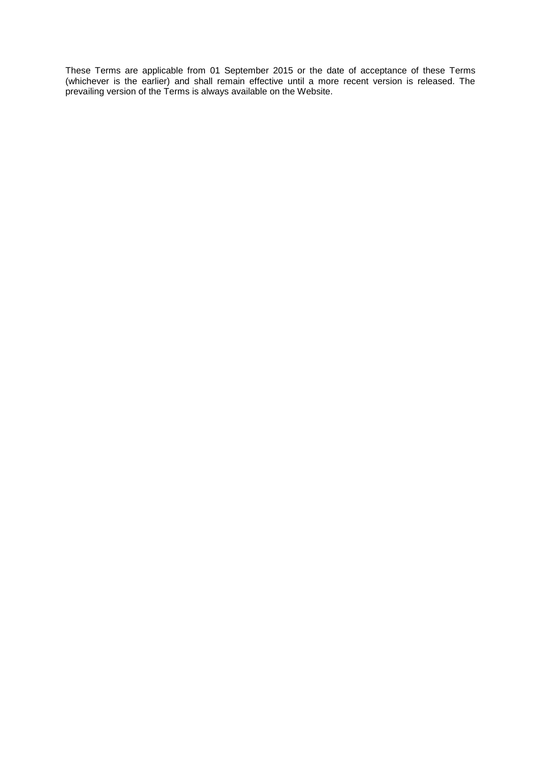These Terms are applicable from 01 September 2015 or the date of acceptance of these Terms (whichever is the earlier) and shall remain effective until a more recent version is released. The prevailing version of the Terms is always available on the Website.